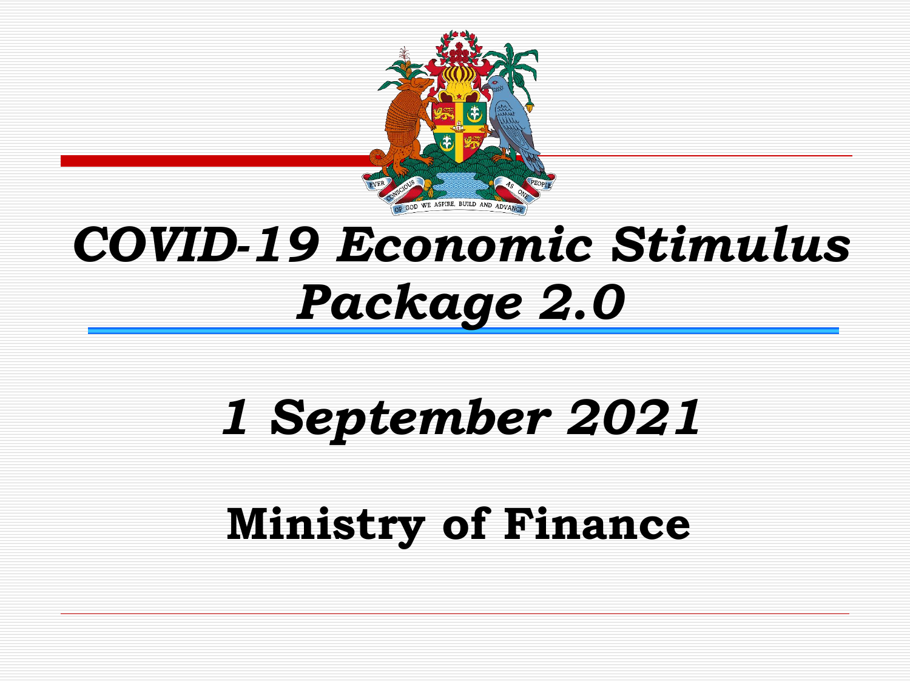# *COVID-19 Economic Stimulus Package 2.0*

## *1 September 2021*

## **Ministry of Finance**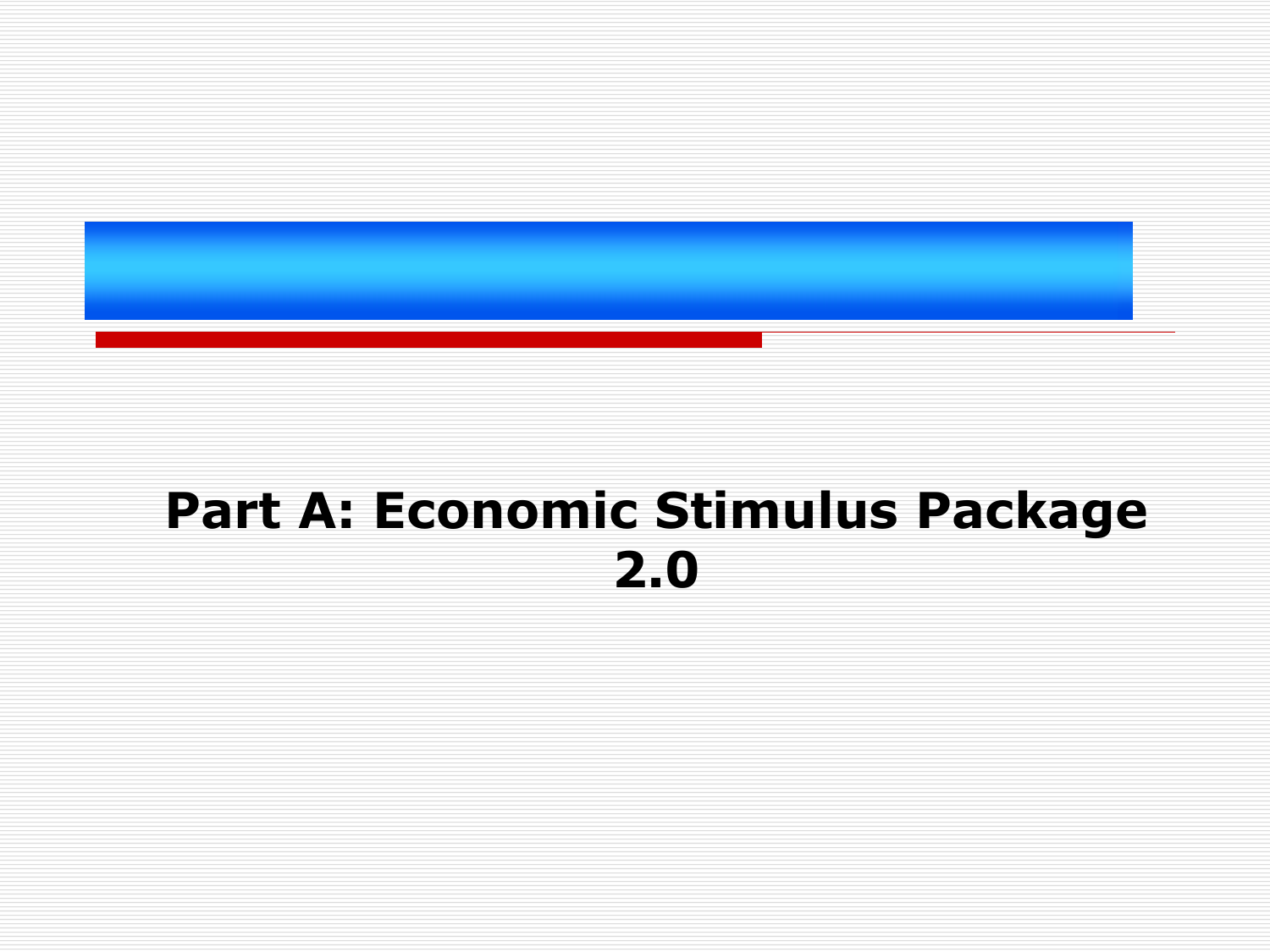# Part A: Economic Stimulus Package 2.0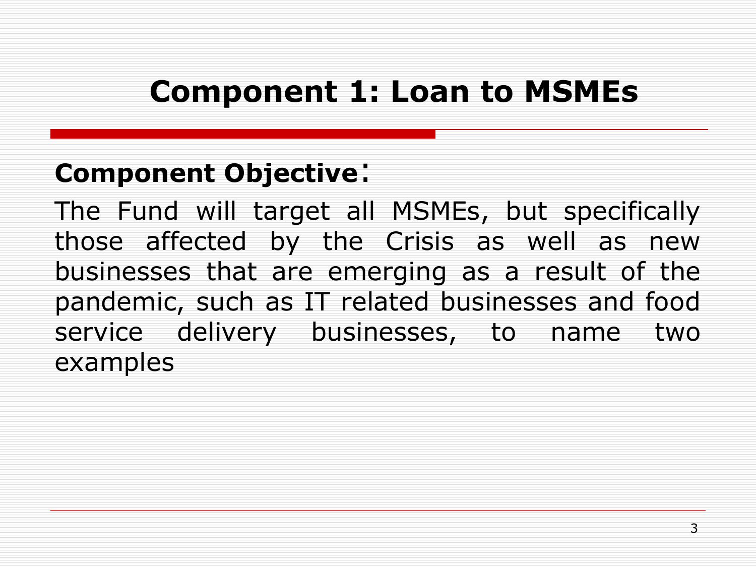# Component 1: Loan to MSMEs

**Component Objective**:

The Fund will target all MSMEs, but specifically those affected by the Crisis as well as new businesses that are emerging as a result of the pandemic, such as IT related businesses and food service delivery businesses, to name two examples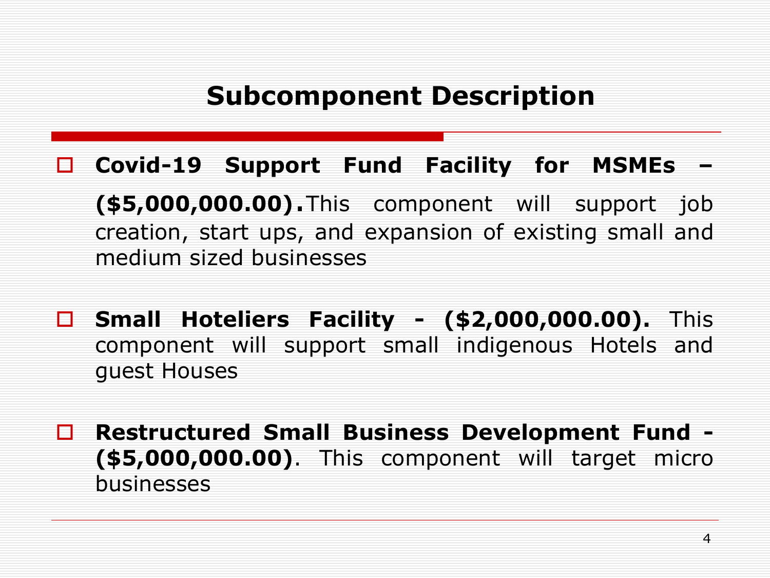## Subcomponent Description

- **Covid-19 Support Fund Facility for MSMEs – ($5,000,000.00).**This component will support job creation, start ups, and expansion of existing small and medium sized businesses

- **Small Hoteliers Facility - ($2,000,000.00).** This component will support small indigenous Hotels and guest Houses

- **Restructured Small Business Development Fund - ($5,000,000.00)**. This component will target micro businesses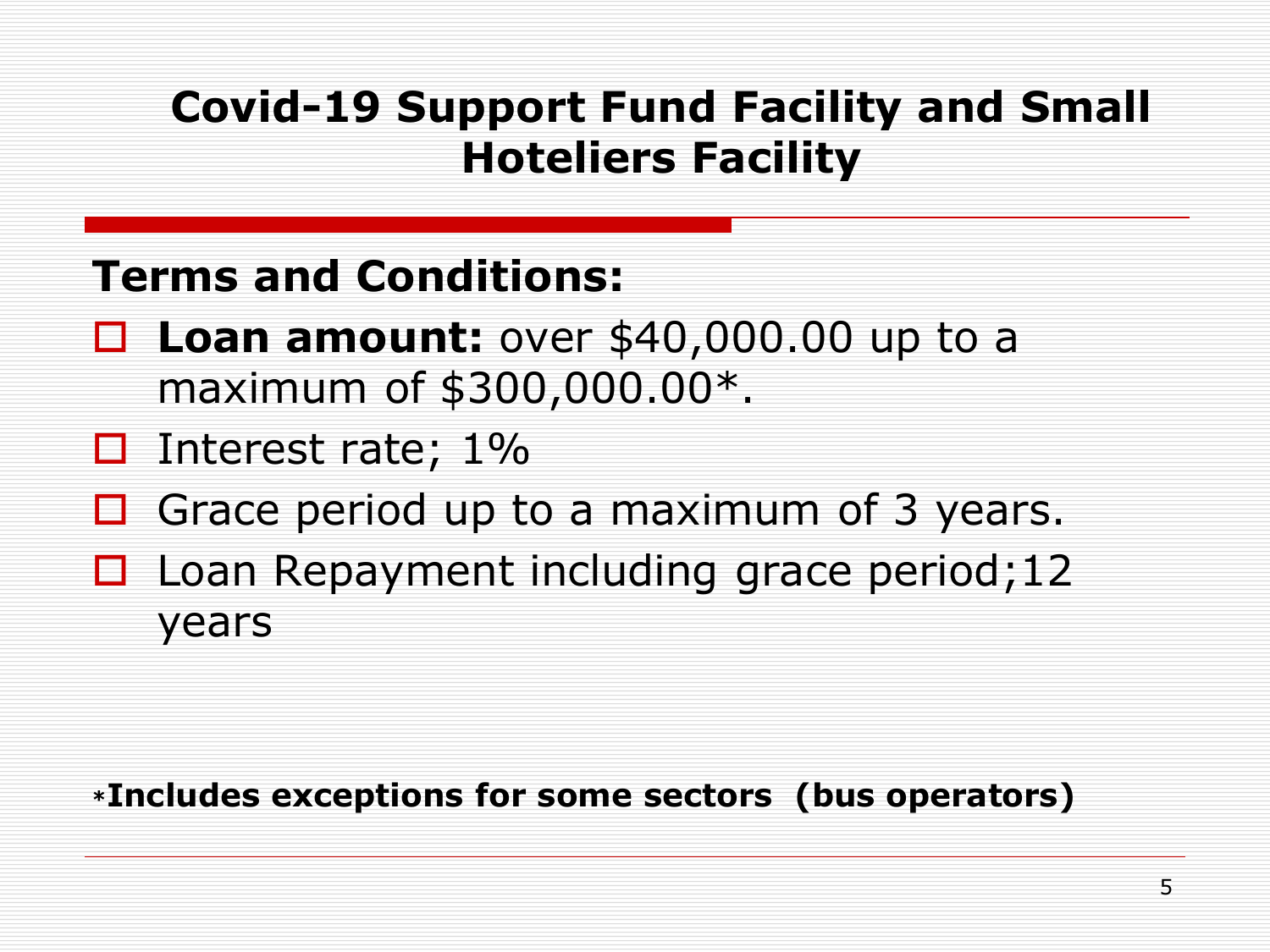# Covid-19 Support Fund Facility and Small Hoteliers Facility

## Terms and Conditions:

- **Loan amount:** over $40,000.00 up to a maximum of $300,000.00*.
- Interest rate; 1%
- Grace period up to a maximum of 3 years.
- Loan Repayment including grace period;12 years

***Includes exceptions for some sectors (bus operators)**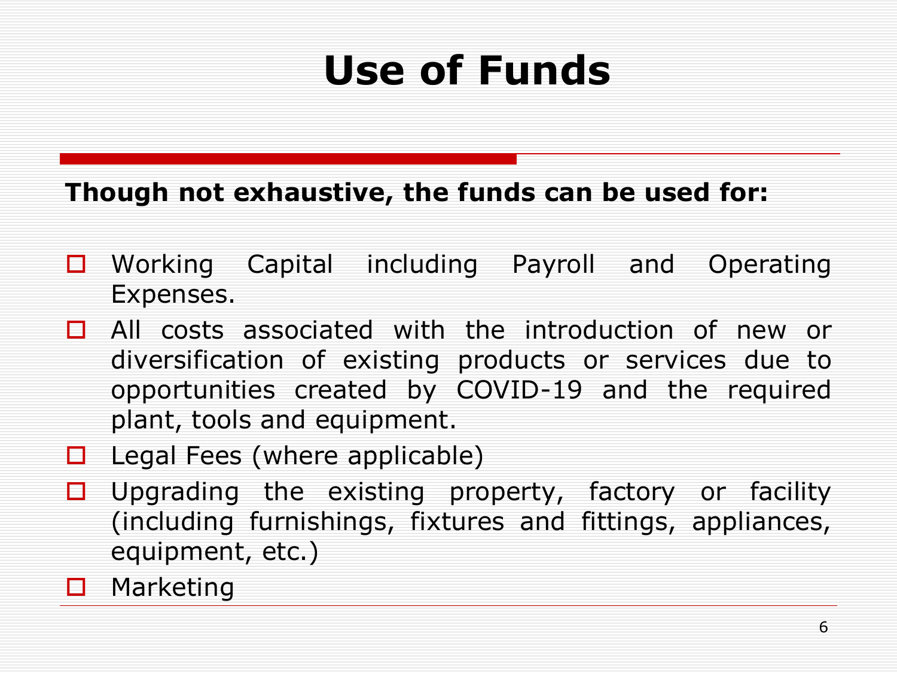# Use of Funds

**Though not exhaustive, the funds can be used for:**

- Working Capital including Payroll and Operating Expenses.
- All costs associated with the introduction of new or diversification of existing products or services due to opportunities created by COVID-19 and the required plant, tools and equipment.
- Legal Fees (where applicable)
- Upgrading the existing property, factory or facility (including furnishings, fixtures and fittings, appliances, equipment, etc.)
- Marketing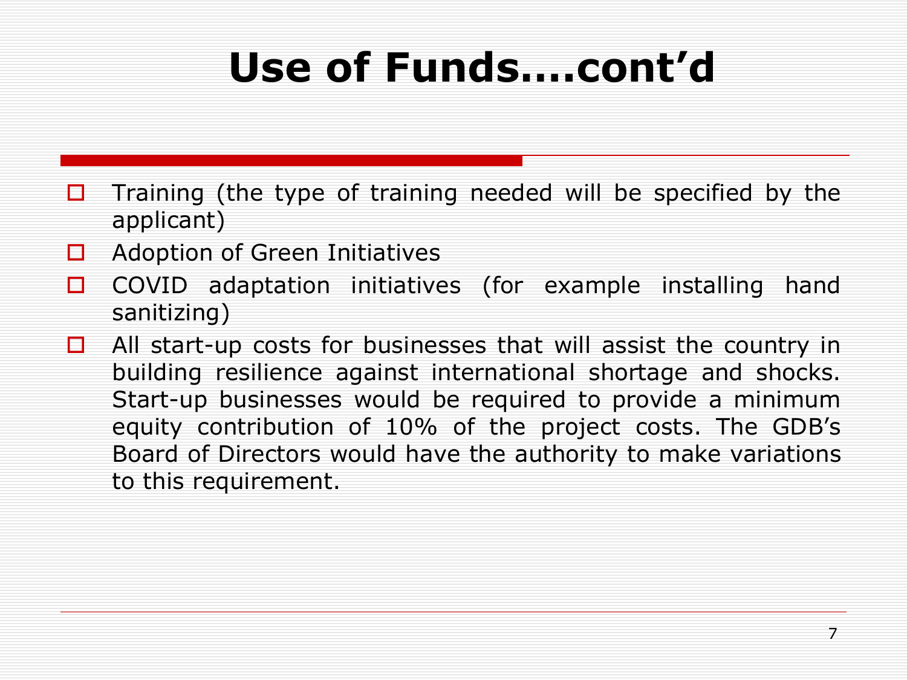# Use of Funds….cont'd

- Training (the type of training needed will be specified by the applicant)
- Adoption of Green Initiatives
- COVID adaptation initiatives (for example installing hand sanitizing)
- All start-up costs for businesses that will assist the country in building resilience against international shortage and shocks. Start-up businesses would be required to provide a minimum equity contribution of 10% of the project costs. The GDB's Board of Directors would have the authority to make variations to this requirement.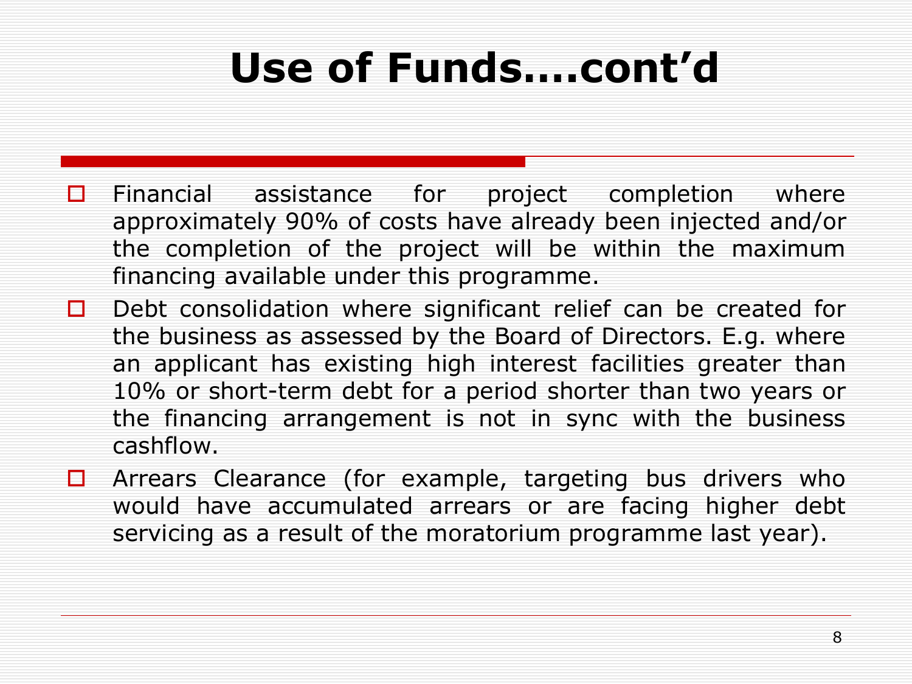# Use of Funds….cont'd

- Financial assistance for project completion where approximately 90% of costs have already been injected and/or the completion of the project will be within the maximum financing available under this programme.
- Debt consolidation where significant relief can be created for the business as assessed by the Board of Directors. E.g. where an applicant has existing high interest facilities greater than 10% or short-term debt for a period shorter than two years or the financing arrangement is not in sync with the business cashflow.
- Arrears Clearance (for example, targeting bus drivers who would have accumulated arrears or are facing higher debt servicing as a result of the moratorium programme last year).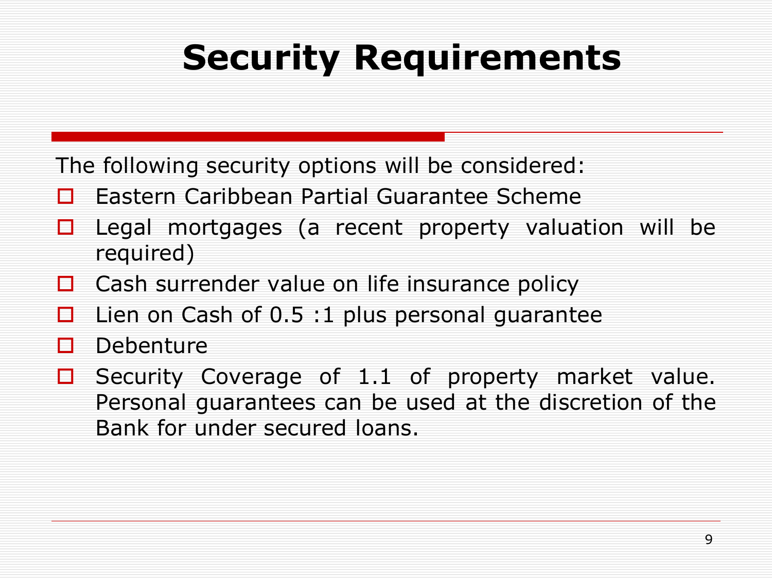# Security Requirements

The following security options will be considered:

- Eastern Caribbean Partial Guarantee Scheme
- Legal mortgages (a recent property valuation will be required)
- Cash surrender value on life insurance policy
- Lien on Cash of 0.5 :1 plus personal guarantee
- Debenture
- Security Coverage of 1.1 of property market value. Personal guarantees can be used at the discretion of the Bank for under secured loans.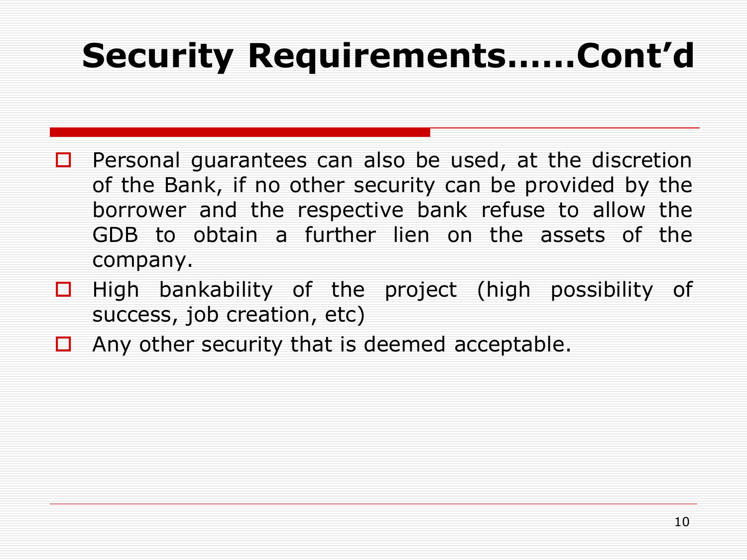# Security Requirements……Cont'd

- Personal guarantees can also be used, at the discretion of the Bank, if no other security can be provided by the borrower and the respective bank refuse to allow the GDB to obtain a further lien on the assets of the company.
- High bankability of the project (high possibility of success, job creation, etc)
- Any other security that is deemed acceptable.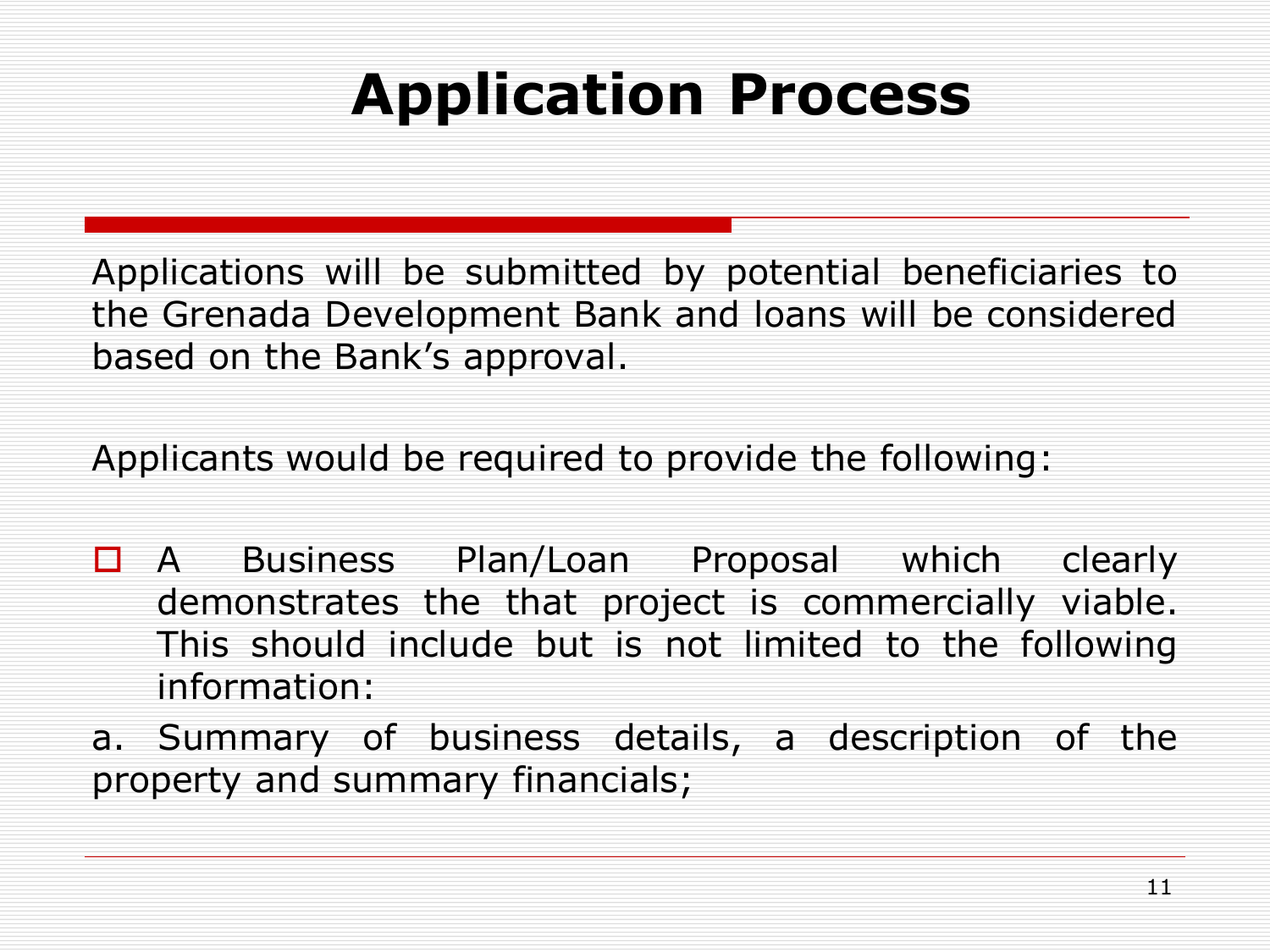# Application Process

Applications will be submitted by potential beneficiaries to the Grenada Development Bank and loans will be considered based on the Bank's approval.

Applicants would be required to provide the following:

- A Business Plan/Loan Proposal which clearly demonstrates the that project is commercially viable. This should include but is not limited to the following information:

a. Summary of business details, a description of the property and summary financials;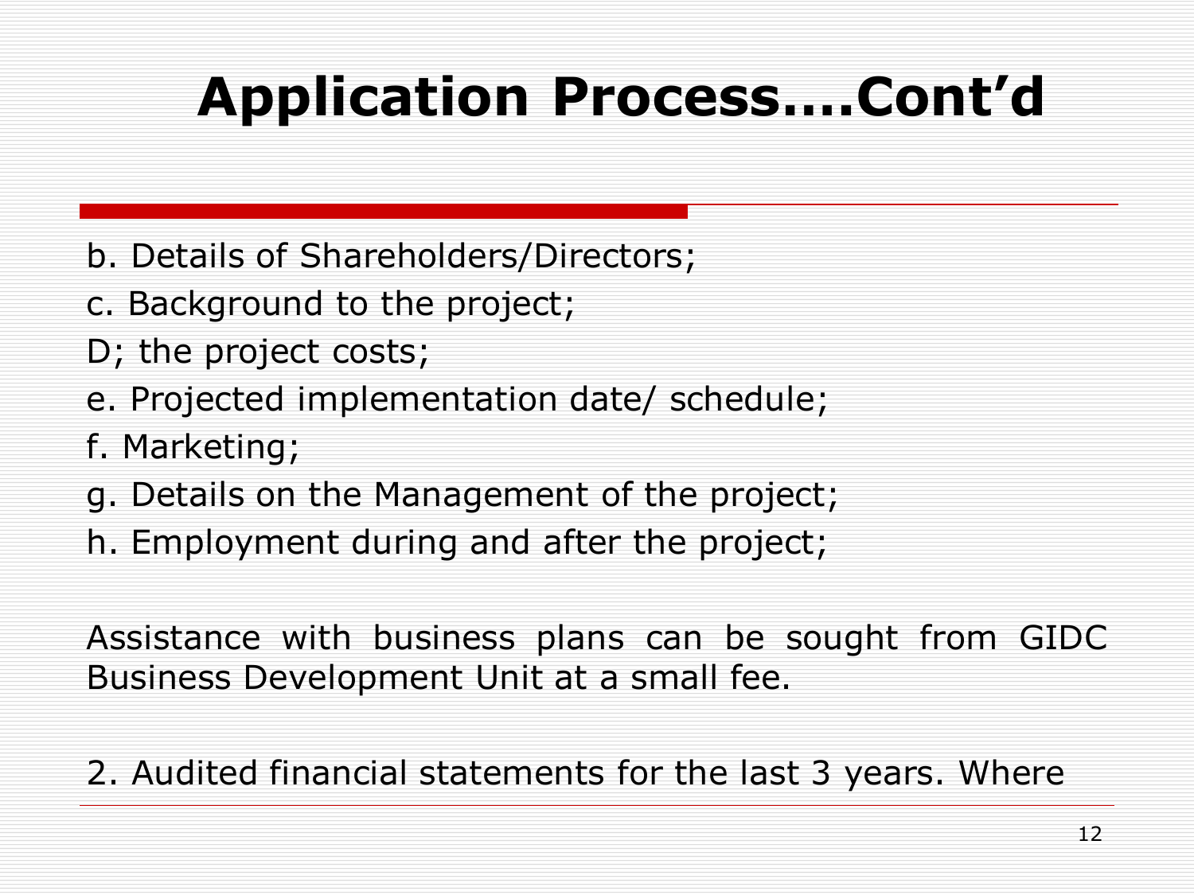# Application Process....Cont'd

b. Details of Shareholders/Directors;

c. Background to the project;

D; the project costs;

e. Projected implementation date/ schedule;

f. Marketing;

g. Details on the Management of the project;

h. Employment during and after the project;

Assistance with business plans can be sought from GIDC Business Development Unit at a small fee.

2. Audited financial statements for the last 3 years. Where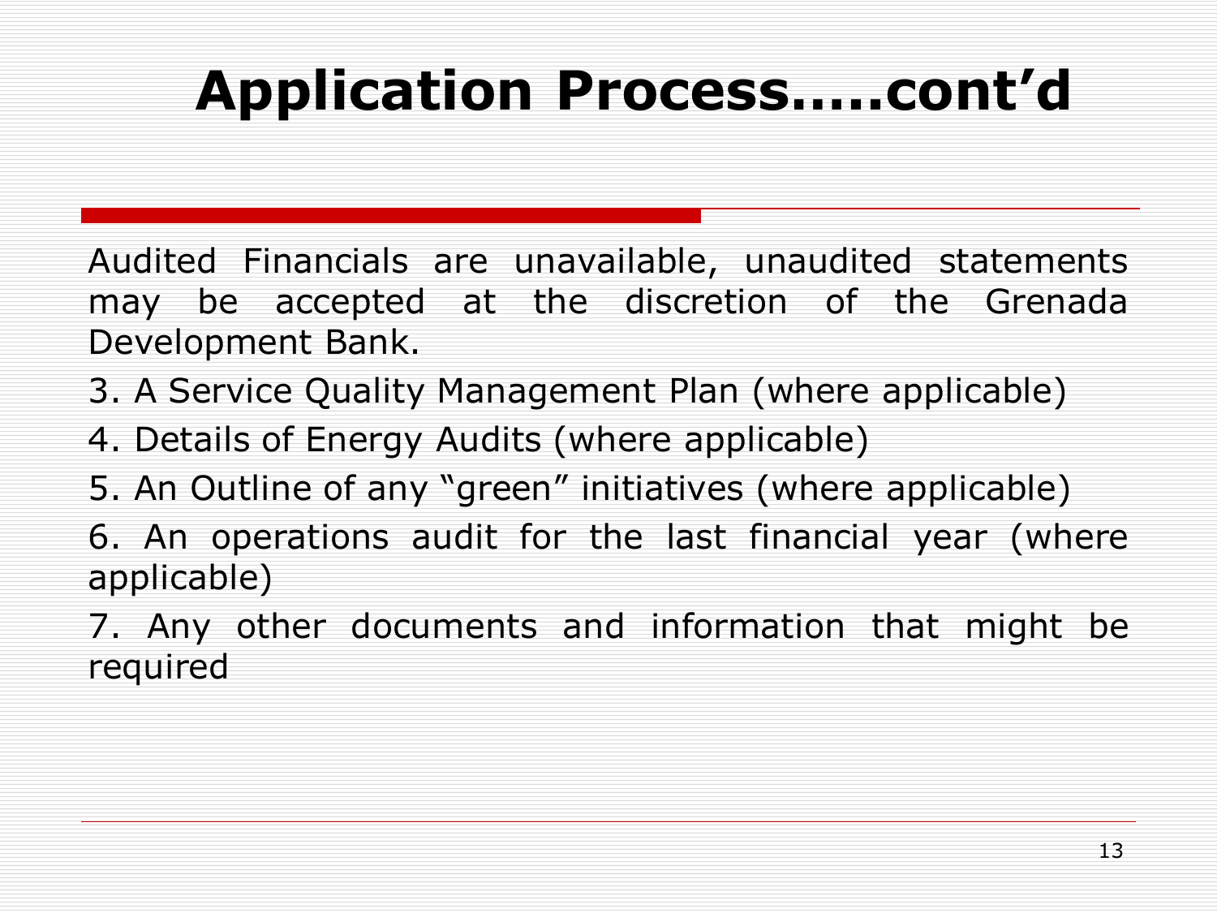# Application Process.....cont'd

Audited Financials are unavailable, unaudited statements may be accepted at the discretion of the Grenada Development Bank.

3. A Service Quality Management Plan (where applicable)
4. Details of Energy Audits (where applicable)
5. An Outline of any "green" initiatives (where applicable)
6. An operations audit for the last financial year (where applicable)
7. Any other documents and information that might be required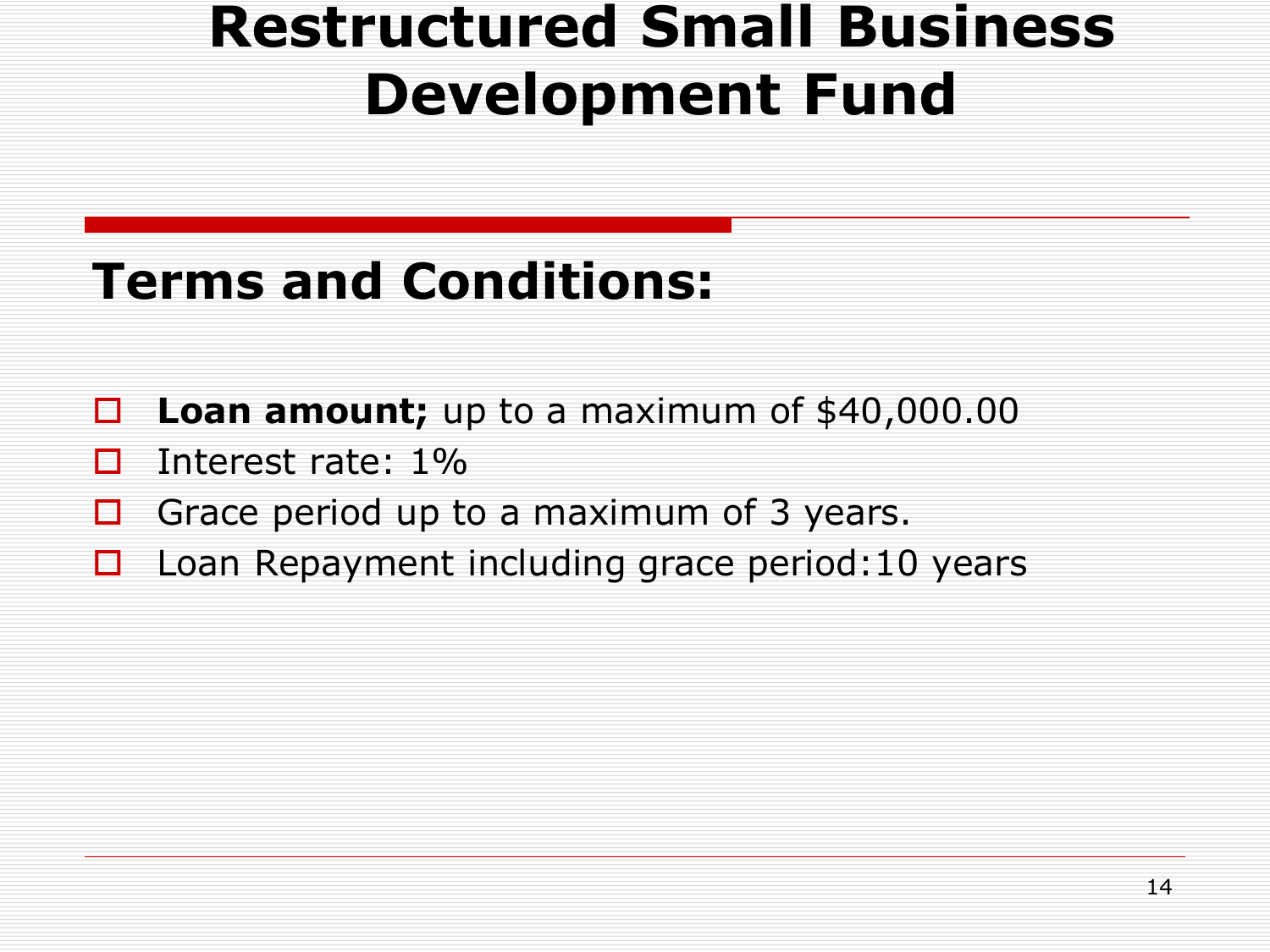# Restructured Small Business Development Fund

## Terms and Conditions:

- **Loan amount;** up to a maximum of $40,000.00
- Interest rate: 1%
- Grace period up to a maximum of 3 years.
- Loan Repayment including grace period:10 years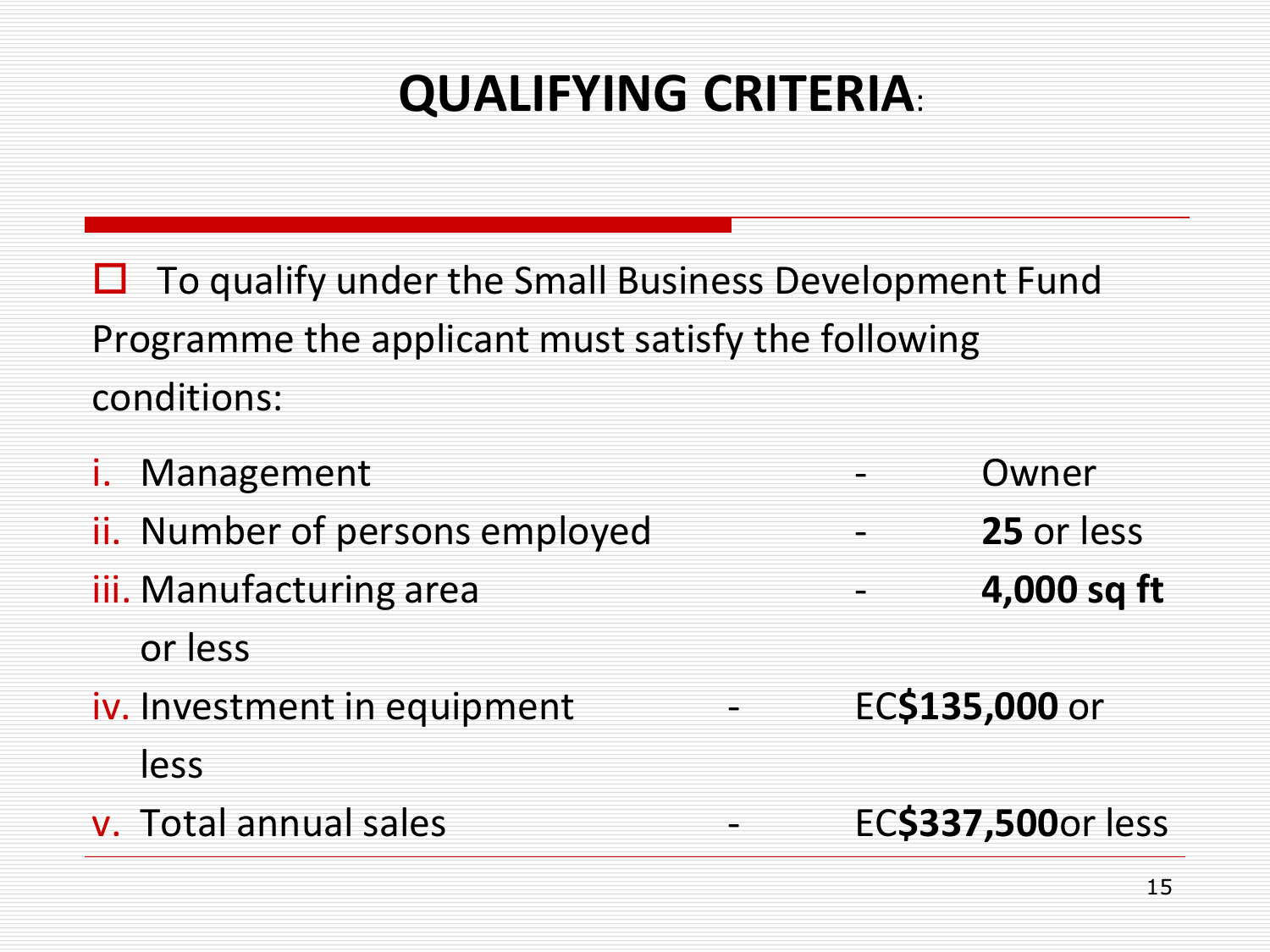# QUALIFYING CRITERIA:

- To qualify under the Small Business Development Fund Programme the applicant must satisfy the following conditions:

i. Management - Owner
ii. Number of persons employed - **25** or less
iii. Manufacturing area - **4,000 sq ft** or less
iv. Investment in equipment - EC**$135,000** or less
v. Total annual sales - EC**$337,500**or less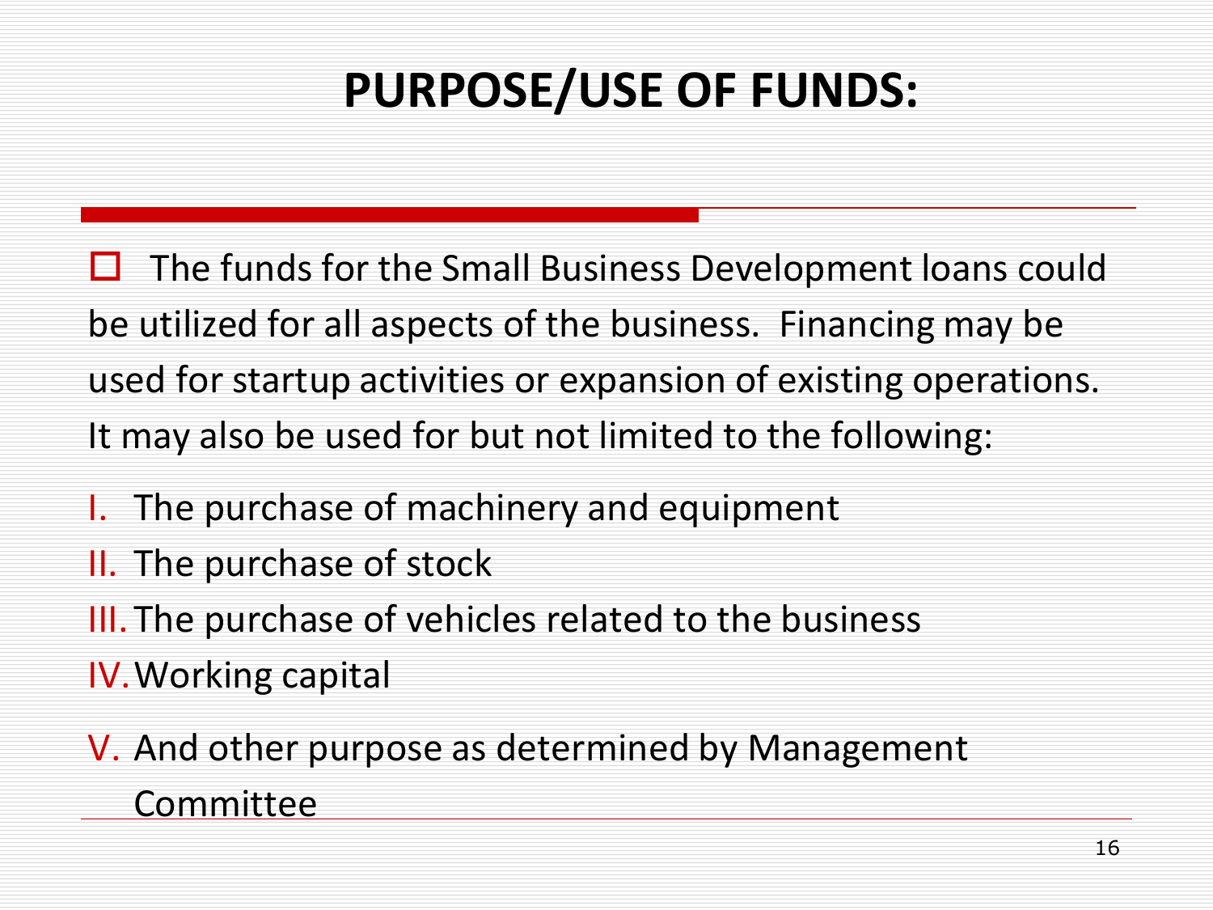# PURPOSE/USE OF FUNDS:

- The funds for the Small Business Development loans could be utilized for all aspects of the business. Financing may be used for startup activities or expansion of existing operations. It may also be used for but not limited to the following:

I. The purchase of machinery and equipment
II. The purchase of stock
III. The purchase of vehicles related to the business
IV. Working capital
V. And other purpose as determined by Management Committee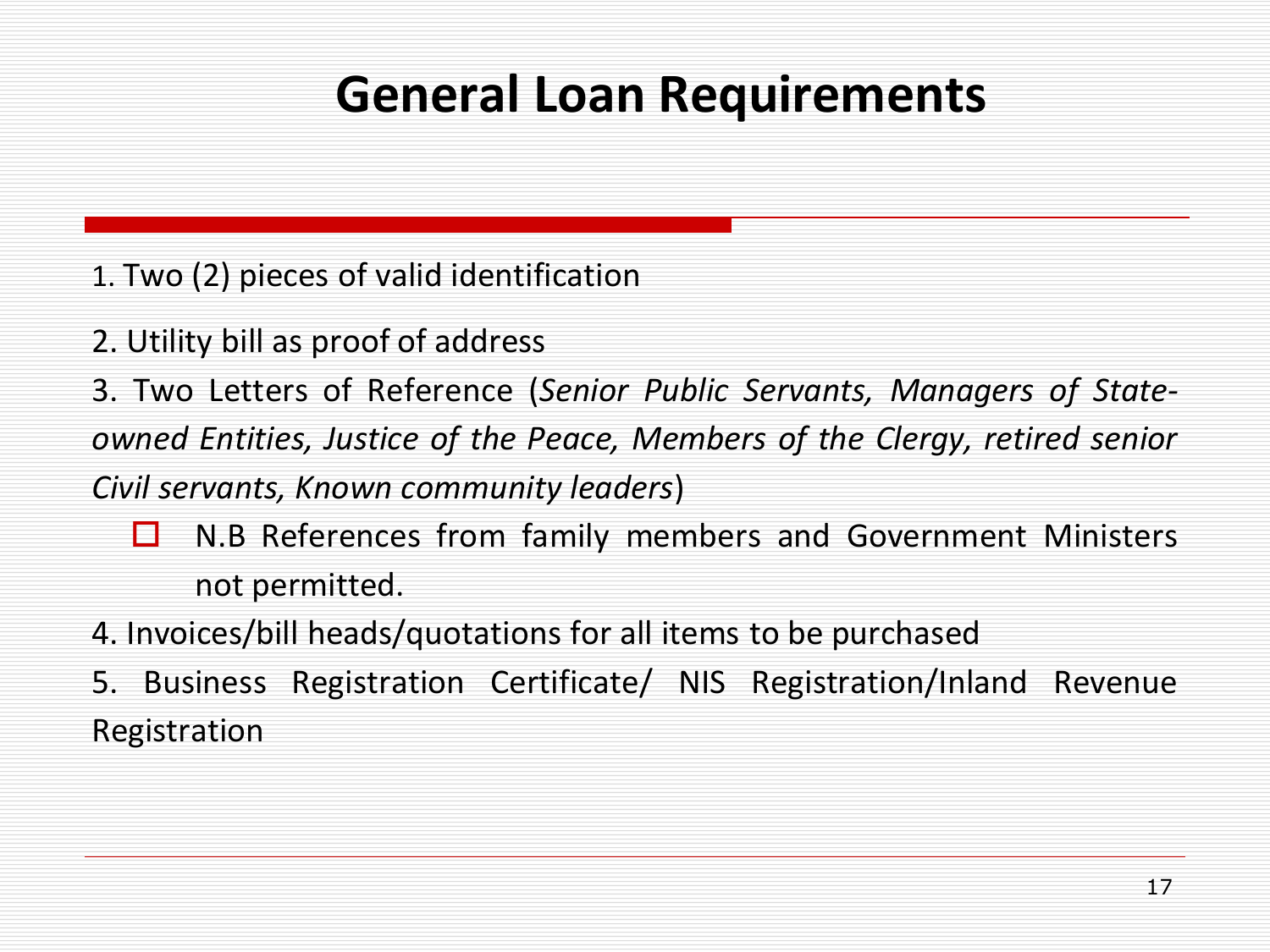# General Loan Requirements

1. Two (2) pieces of valid identification
2. Utility bill as proof of address
3. Two Letters of Reference (*Senior Public Servants, Managers of State-owned Entities, Justice of the Peace, Members of the Clergy, retired senior Civil servants, Known community leaders*)
   - N.B References from family members and Government Ministers not permitted.
4. Invoices/bill heads/quotations for all items to be purchased
5. Business Registration Certificate/ NIS Registration/Inland Revenue Registration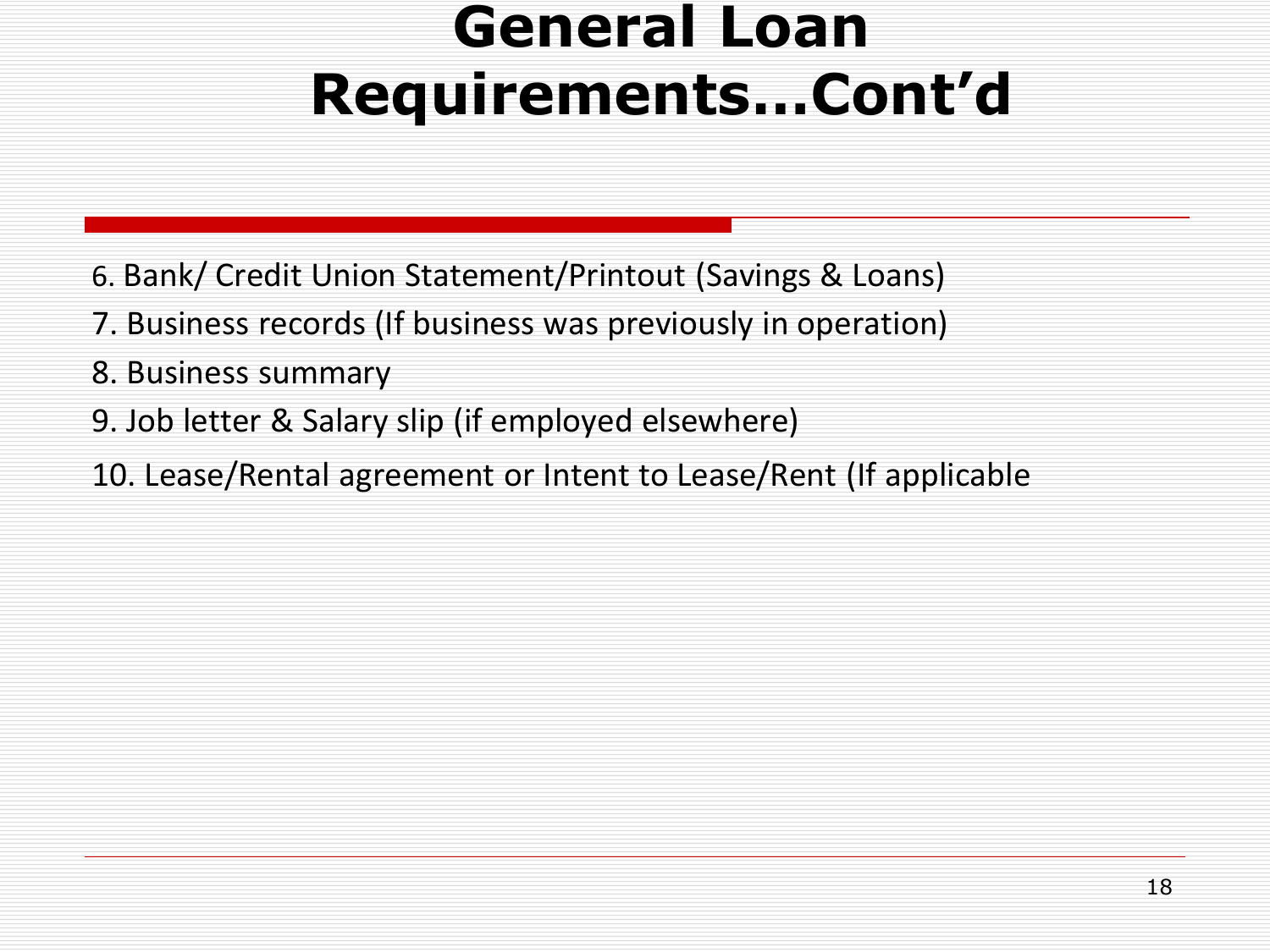# General Loan Requirements...Cont'd

6. Bank/ Credit Union Statement/Printout (Savings & Loans)
7. Business records (If business was previously in operation)
8. Business summary
9. Job letter & Salary slip (if employed elsewhere)
10. Lease/Rental agreement or Intent to Lease/Rent (If applicable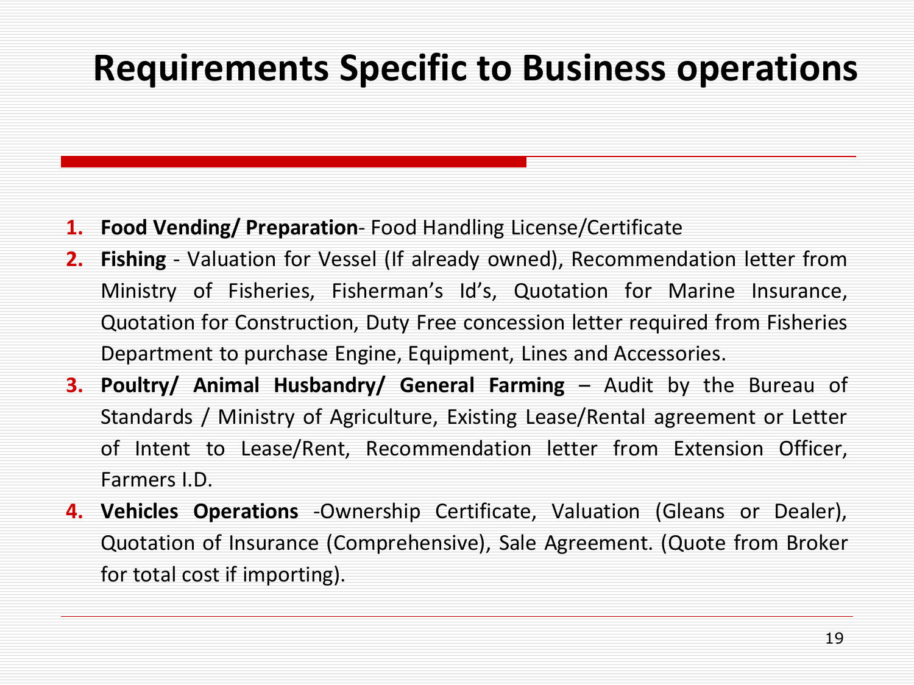# Requirements Specific to Business operations

1. **Food Vending/ Preparation**- Food Handling License/Certificate
2. **Fishing** - Valuation for Vessel (If already owned), Recommendation letter from Ministry of Fisheries, Fisherman's Id's, Quotation for Marine Insurance, Quotation for Construction, Duty Free concession letter required from Fisheries Department to purchase Engine, Equipment, Lines and Accessories.
3. **Poultry/ Animal Husbandry/ General Farming** – Audit by the Bureau of Standards / Ministry of Agriculture, Existing Lease/Rental agreement or Letter of Intent to Lease/Rent, Recommendation letter from Extension Officer, Farmers I.D.
4. **Vehicles Operations** -Ownership Certificate, Valuation (Gleans or Dealer), Quotation of Insurance (Comprehensive), Sale Agreement. (Quote from Broker for total cost if importing).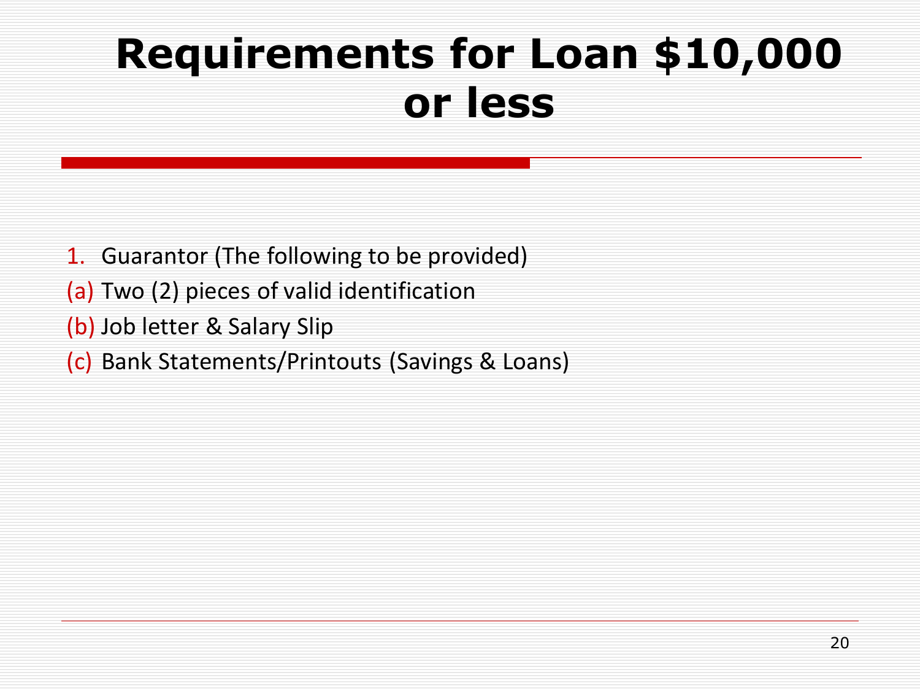# Requirements for Loan $10,000 or less

1. Guarantor (The following to be provided)

(a) Two (2) pieces of valid identification

(b) Job letter & Salary Slip

(c) Bank Statements/Printouts (Savings & Loans)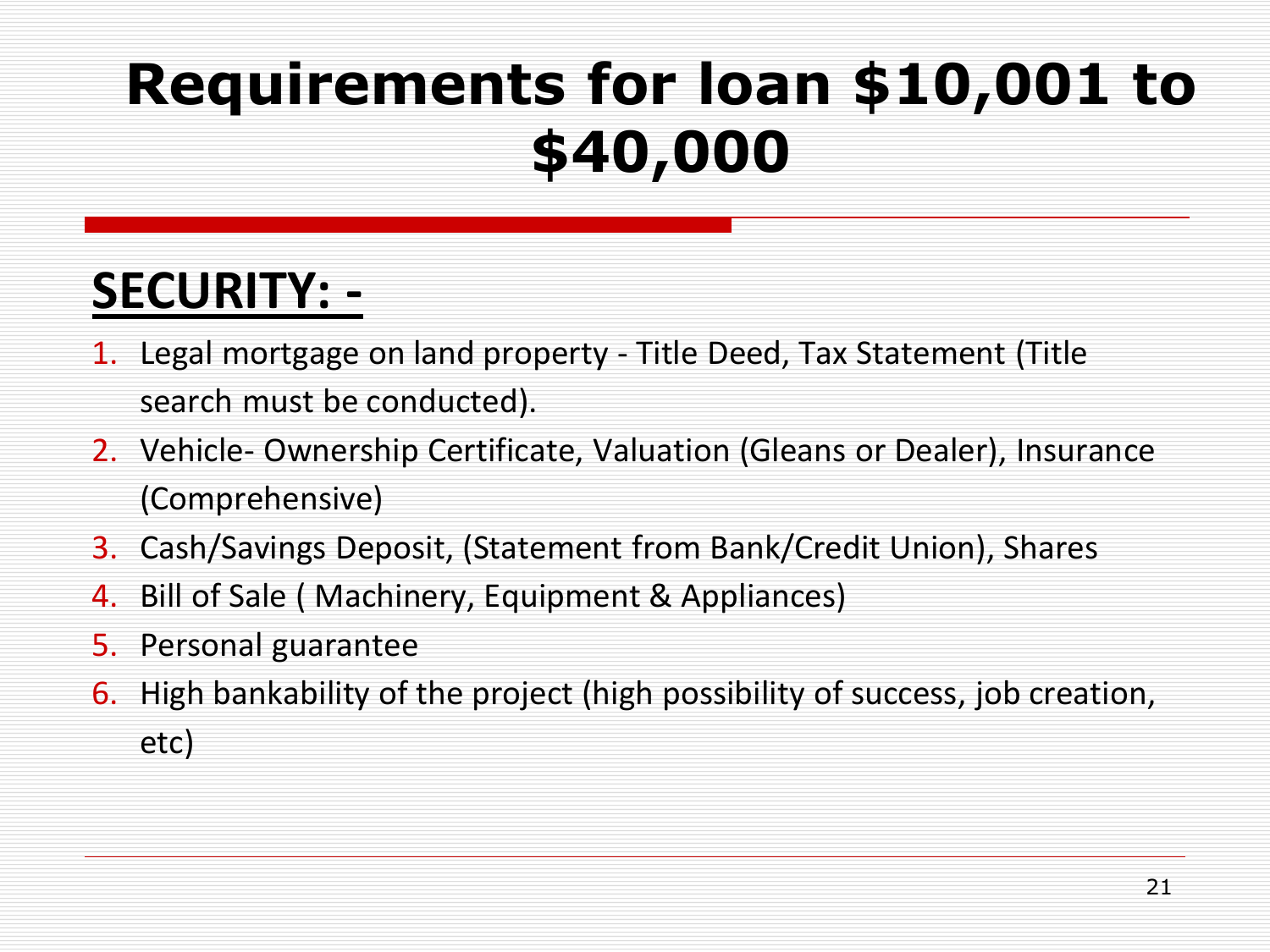# Requirements for loan $10,001 to $40,000

## SECURITY: -

1. Legal mortgage on land property - Title Deed, Tax Statement (Title search must be conducted).
2. Vehicle- Ownership Certificate, Valuation (Gleans or Dealer), Insurance (Comprehensive)
3. Cash/Savings Deposit, (Statement from Bank/Credit Union), Shares
4. Bill of Sale ( Machinery, Equipment & Appliances)
5. Personal guarantee
6. High bankability of the project (high possibility of success, job creation, etc)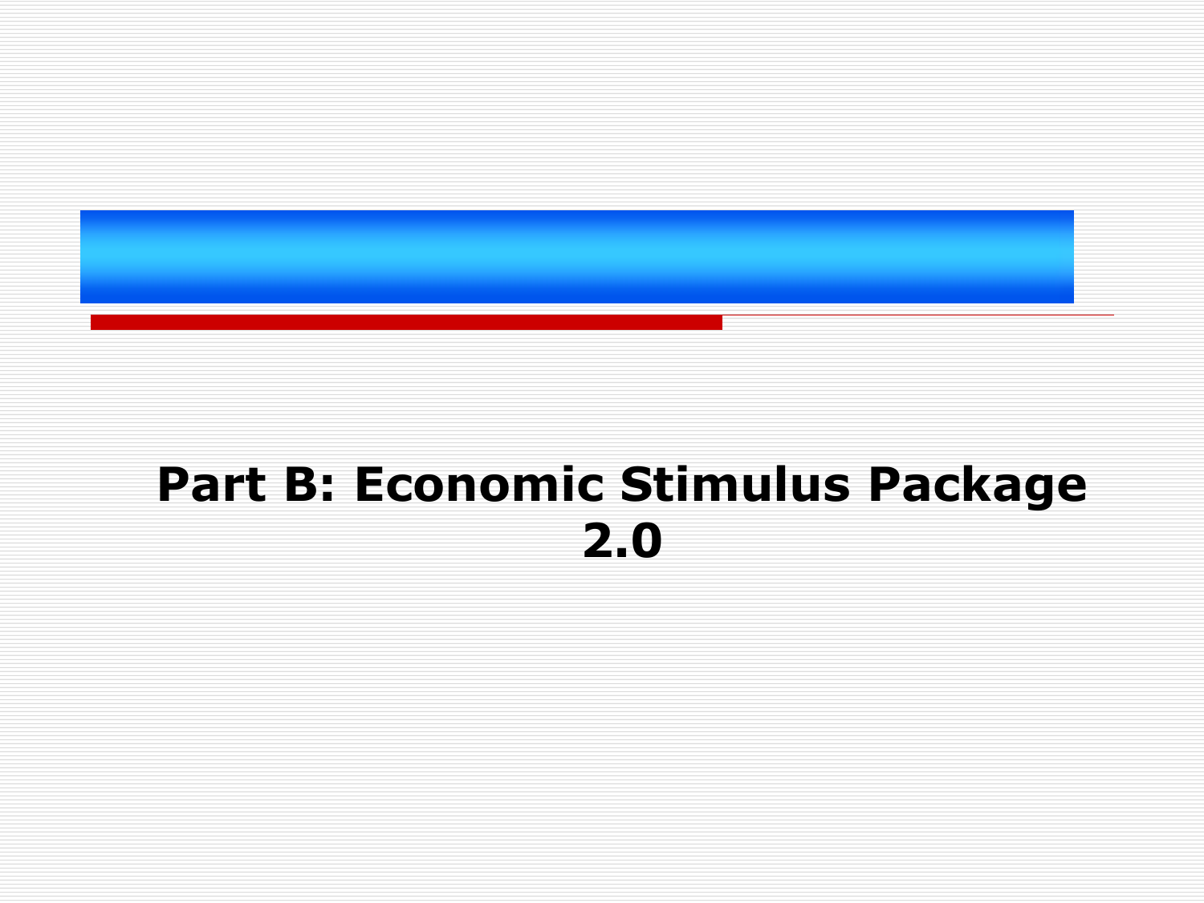# Part B: Economic Stimulus Package 2.0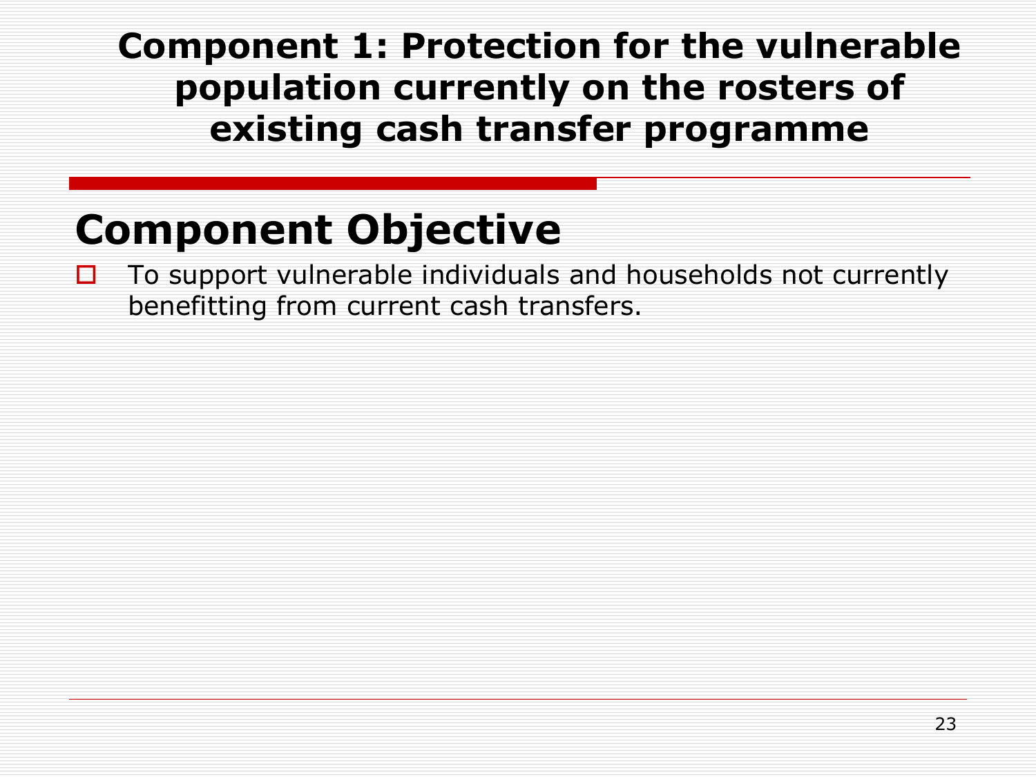# Component 1: Protection for the vulnerable population currently on the rosters of existing cash transfer programme

## Component Objective

- To support vulnerable individuals and households not currently benefitting from current cash transfers.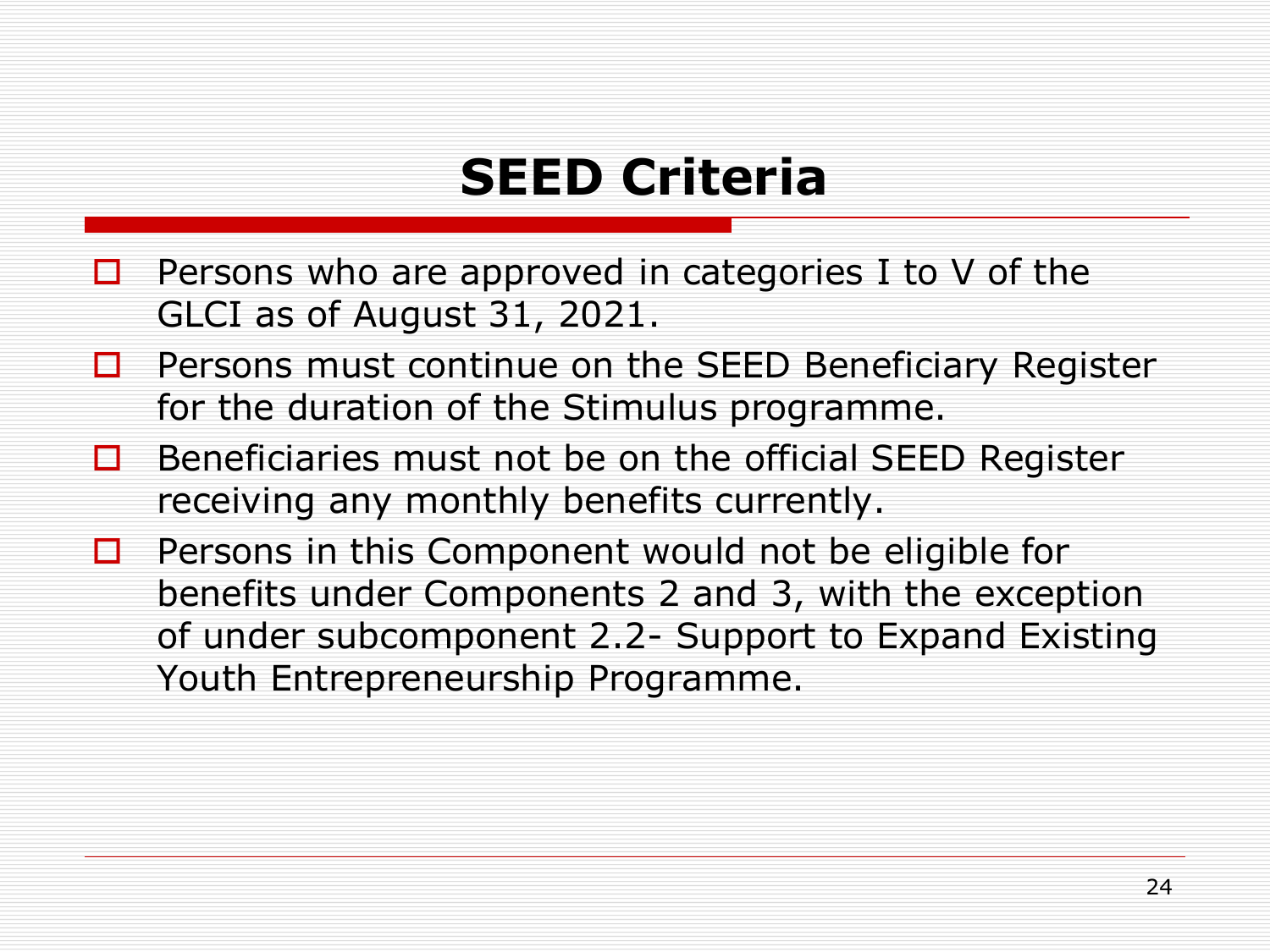# SEED Criteria

- Persons who are approved in categories I to V of the GLCI as of August 31, 2021.
- Persons must continue on the SEED Beneficiary Register for the duration of the Stimulus programme.
- Beneficiaries must not be on the official SEED Register receiving any monthly benefits currently.
- Persons in this Component would not be eligible for benefits under Components 2 and 3, with the exception of under subcomponent 2.2- Support to Expand Existing Youth Entrepreneurship Programme.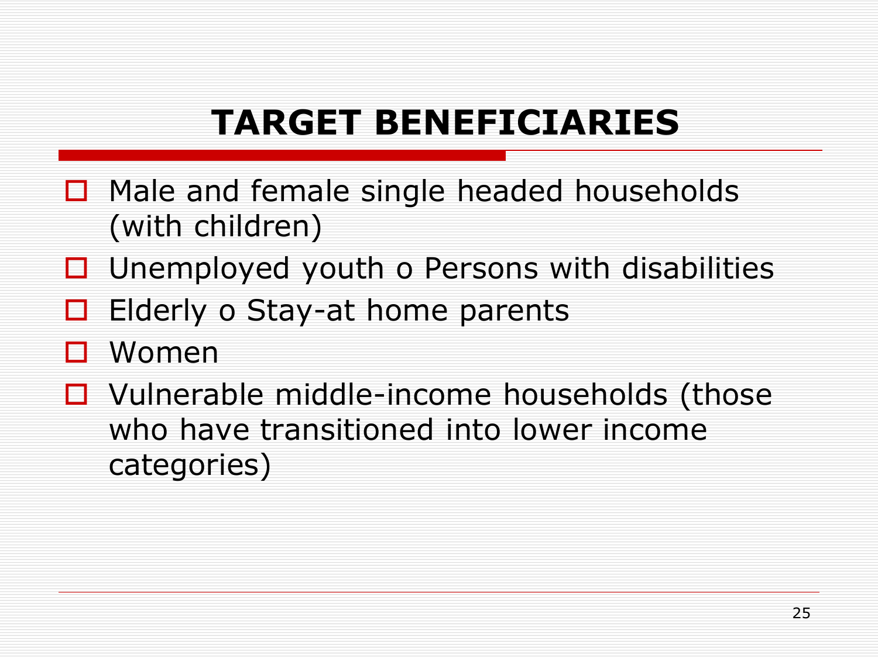# TARGET BENEFICIARIES

- Male and female single headed households (with children)
- Unemployed youth o Persons with disabilities
- Elderly o Stay-at home parents
- Women
- Vulnerable middle-income households (those who have transitioned into lower income categories)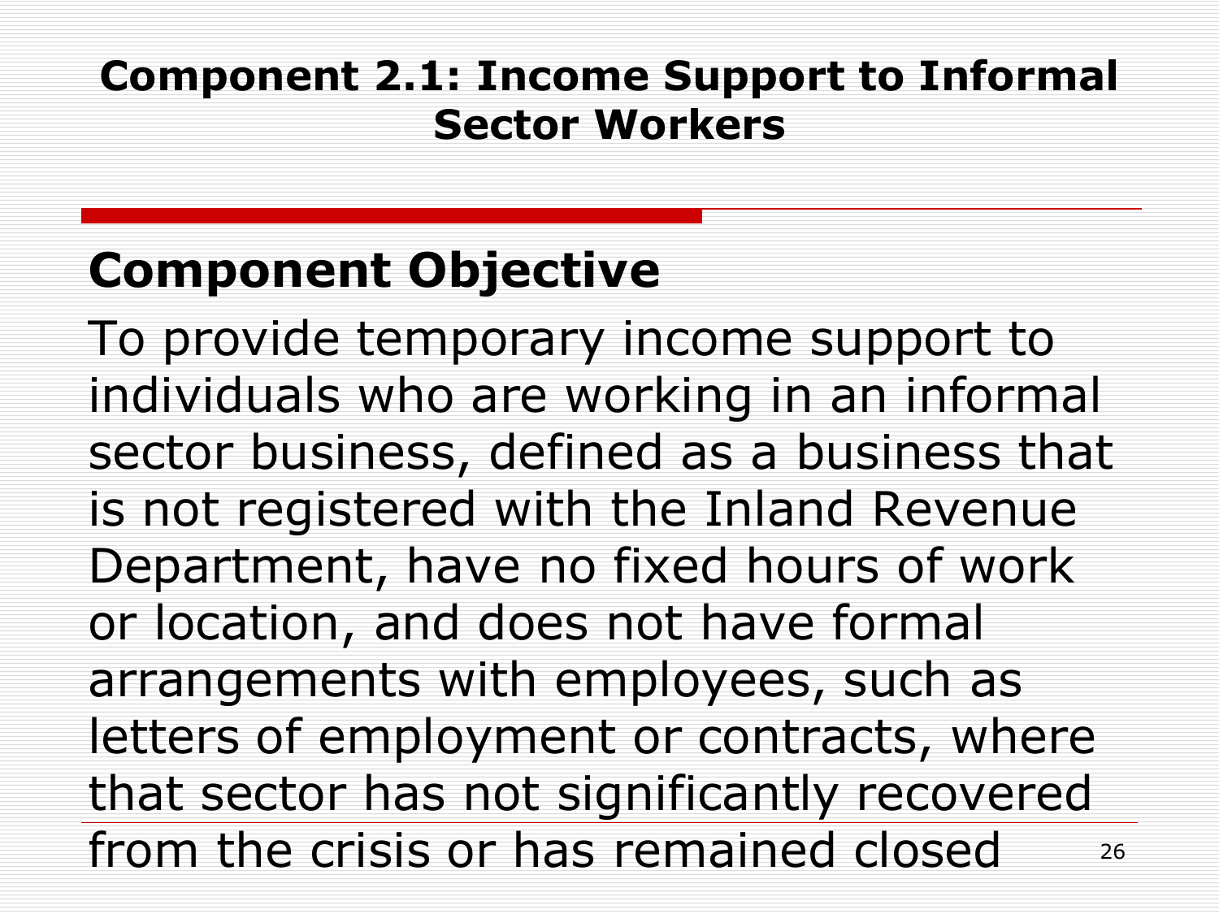# Component 2.1: Income Support to Informal Sector Workers

## Component Objective

To provide temporary income support to individuals who are working in an informal sector business, defined as a business that is not registered with the Inland Revenue Department, have no fixed hours of work or location, and does not have formal arrangements with employees, such as letters of employment or contracts, where that sector has not significantly recovered from the crisis or has remained closed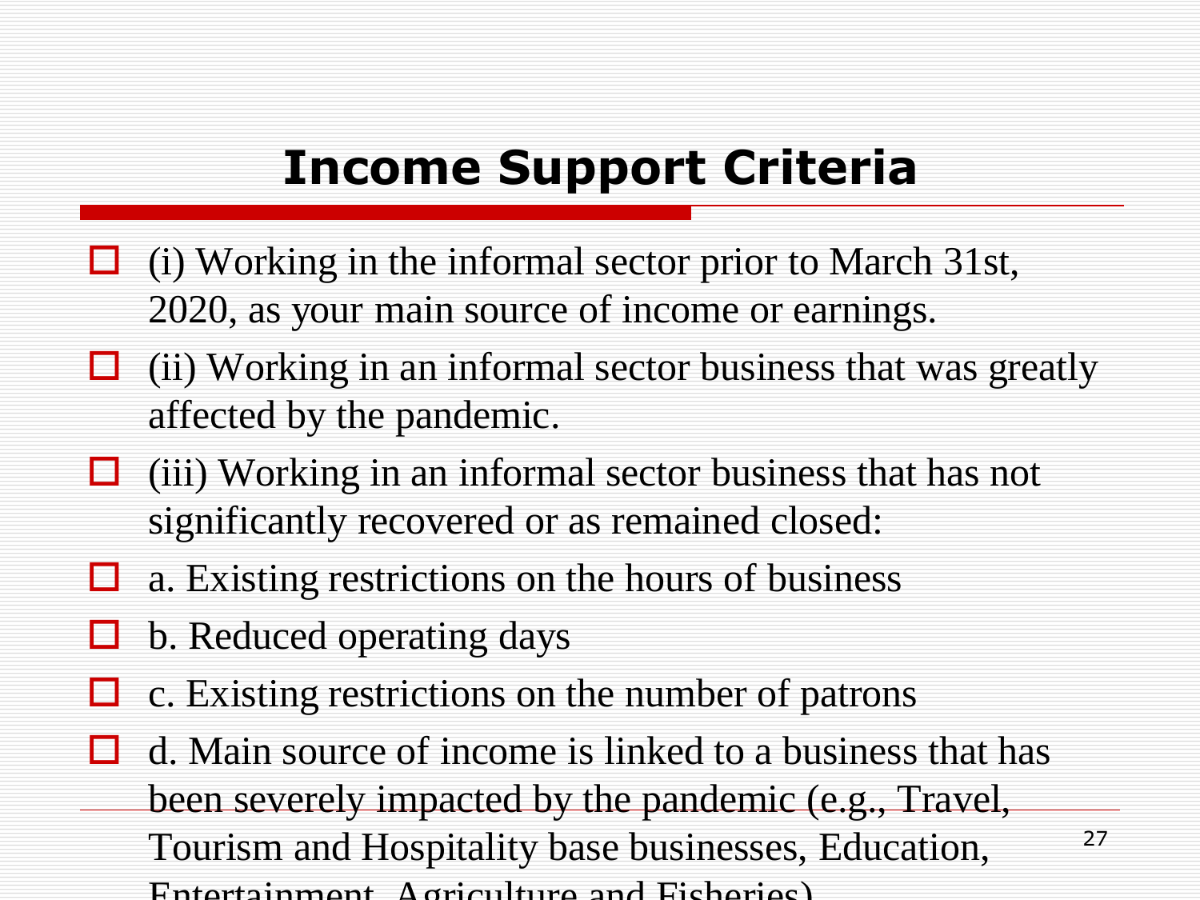# Income Support Criteria

- (i) Working in the informal sector prior to March 31st, 2020, as your main source of income or earnings.
- (ii) Working in an informal sector business that was greatly affected by the pandemic.
- (iii) Working in an informal sector business that has not significantly recovered or as remained closed:
- a. Existing restrictions on the hours of business
- b. Reduced operating days
- c. Existing restrictions on the number of patrons
- d. Main source of income is linked to a business that has been severely impacted by the pandemic (e.g., Travel, Tourism and Hospitality base businesses, Education, Entertainment, Agriculture and Fisheries)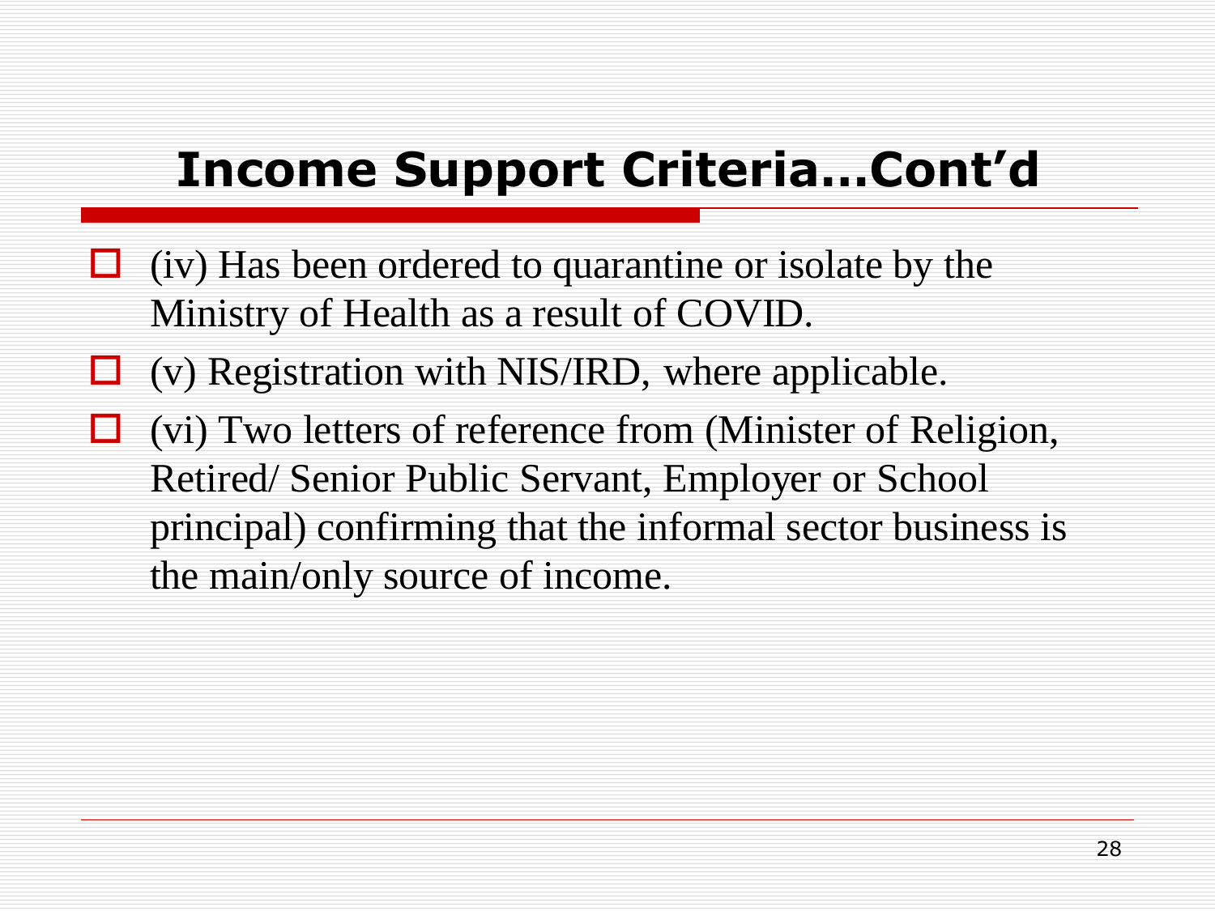# Income Support Criteria…Cont'd

- (iv) Has been ordered to quarantine or isolate by the Ministry of Health as a result of COVID.
- (v) Registration with NIS/IRD, where applicable.
- (vi) Two letters of reference from (Minister of Religion, Retired/ Senior Public Servant, Employer or School principal) confirming that the informal sector business is the main/only source of income.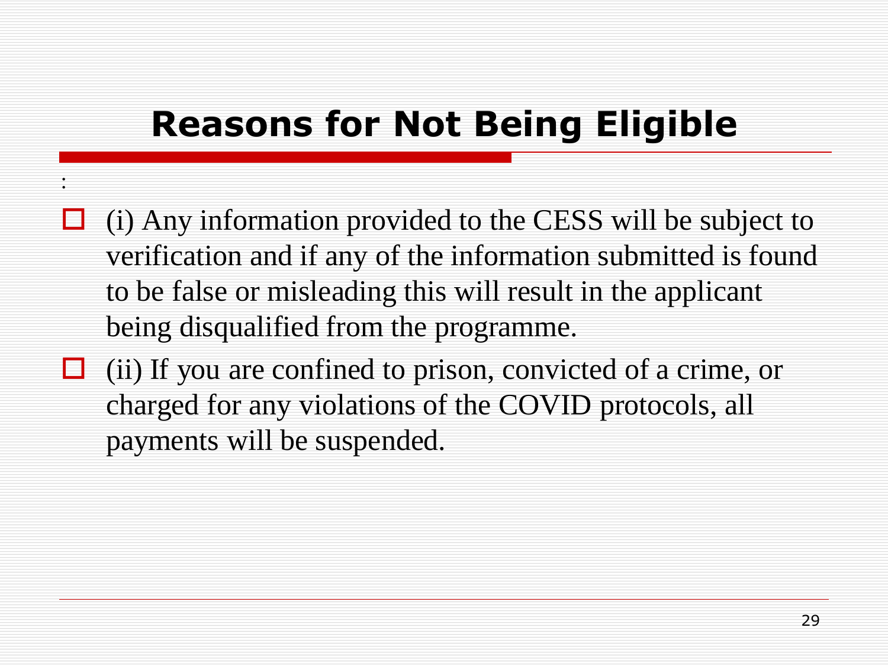# Reasons for Not Being Eligible

:

- (i) Any information provided to the CESS will be subject to verification and if any of the information submitted is found to be false or misleading this will result in the applicant being disqualified from the programme.
- (ii) If you are confined to prison, convicted of a crime, or charged for any violations of the COVID protocols, all payments will be suspended.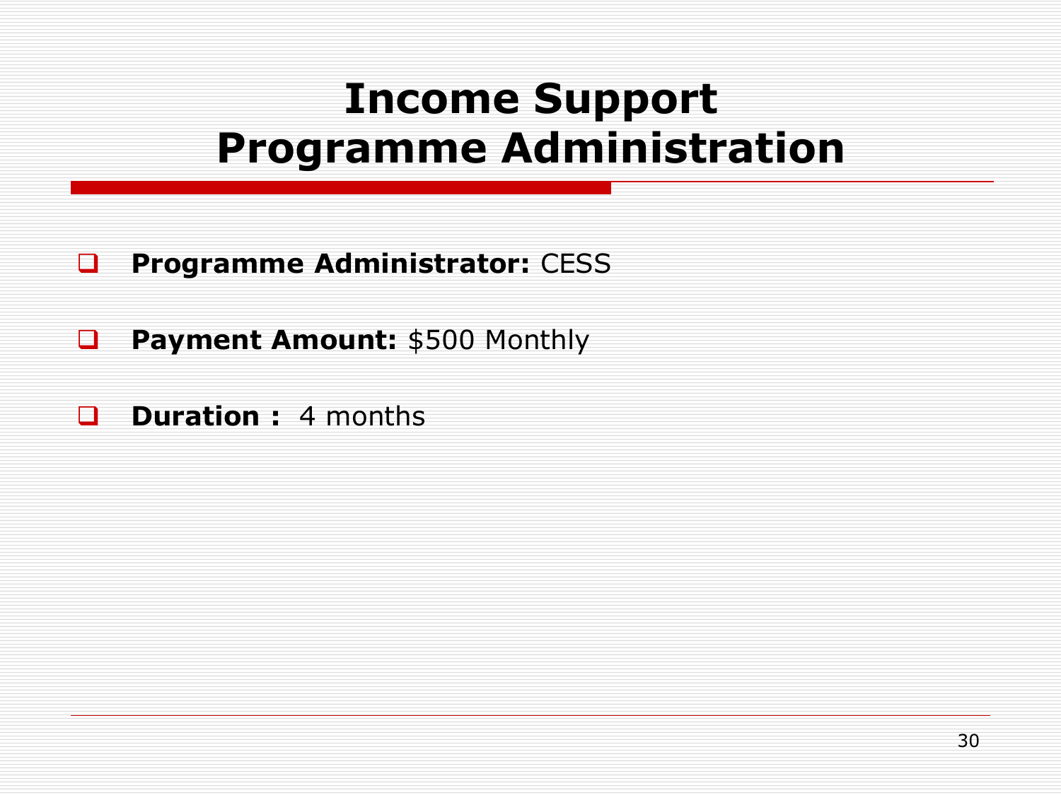# Income Support Programme Administration

- **Programme Administrator:** CESS
- **Payment Amount:** $500 Monthly
- **Duration :** 4 months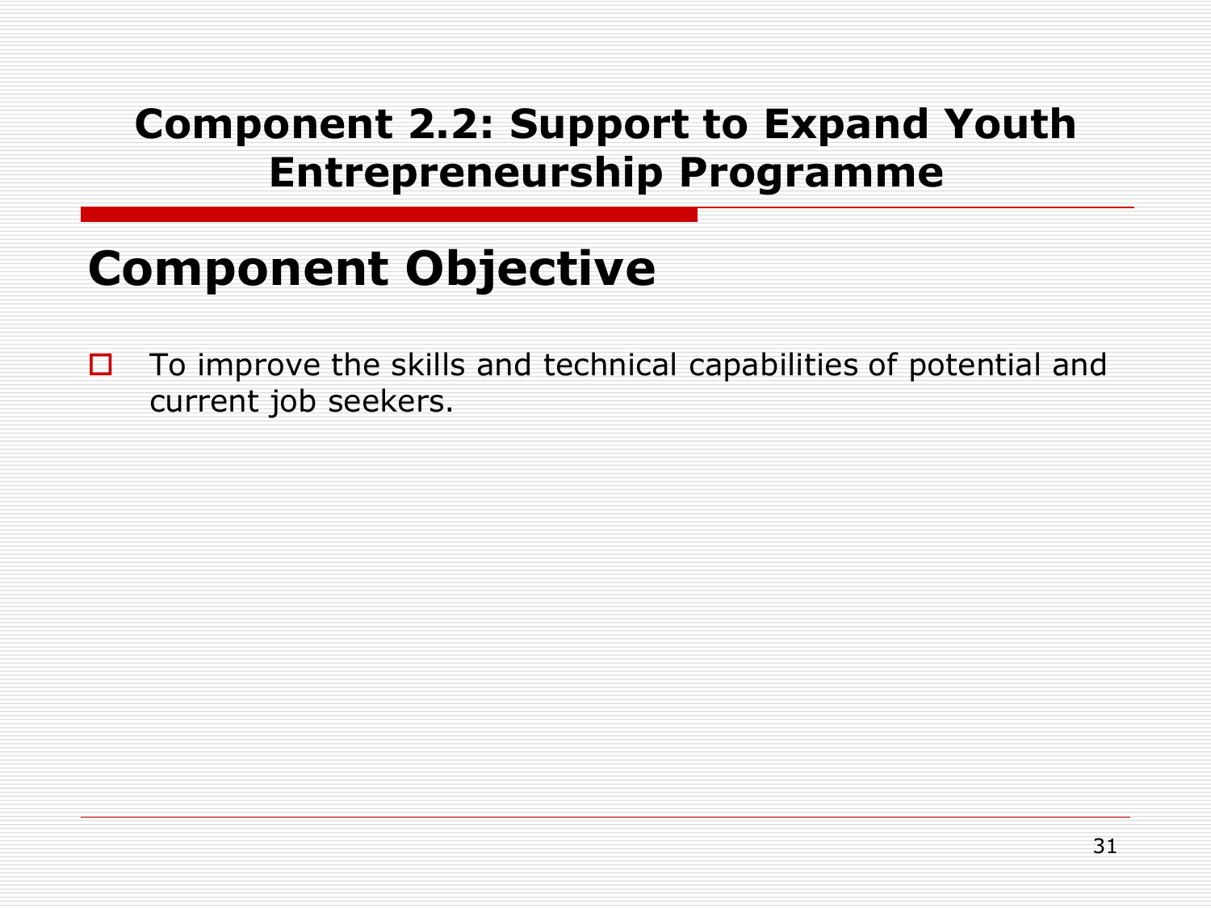# Component 2.2: Support to Expand Youth Entrepreneurship Programme

## Component Objective

- To improve the skills and technical capabilities of potential and current job seekers.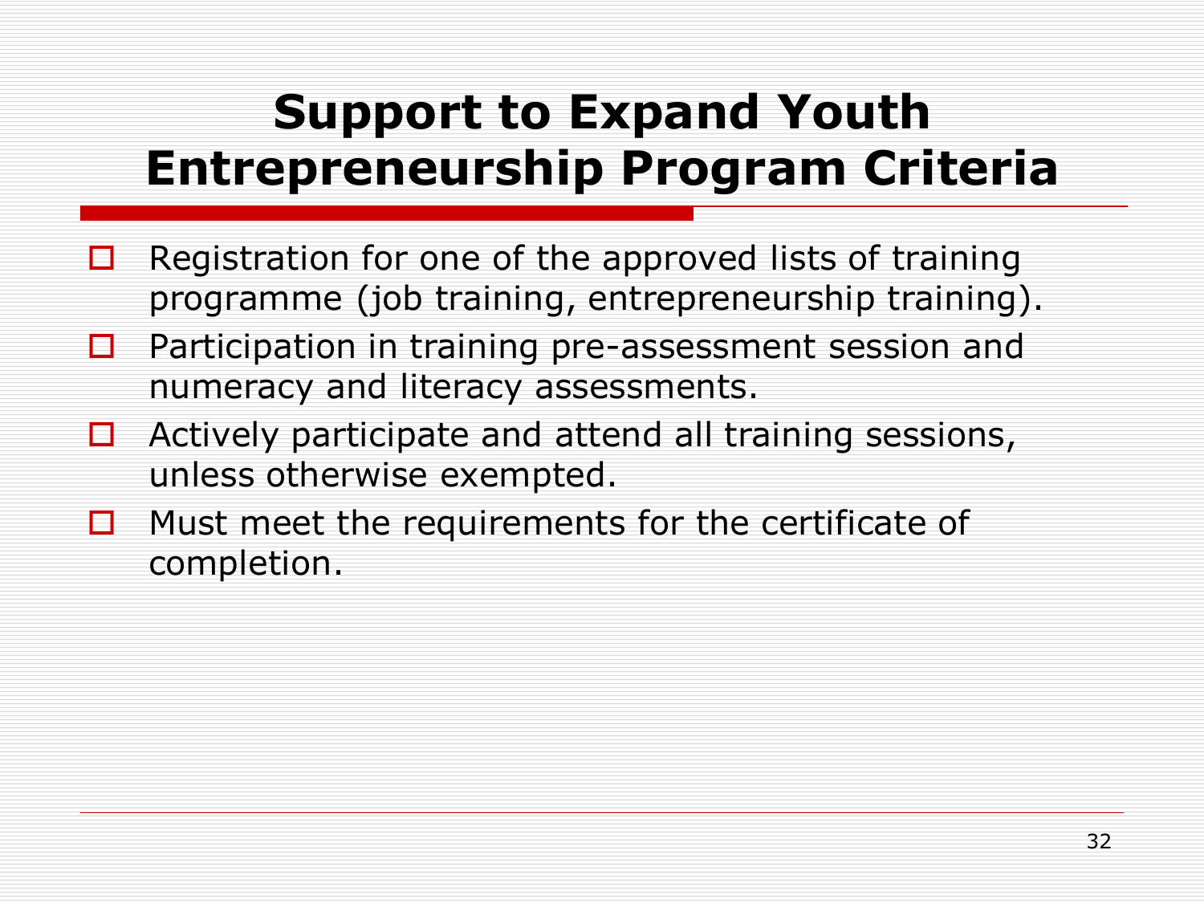# Support to Expand Youth Entrepreneurship Program Criteria

- Registration for one of the approved lists of training programme (job training, entrepreneurship training).
- Participation in training pre-assessment session and numeracy and literacy assessments.
- Actively participate and attend all training sessions, unless otherwise exempted.
- Must meet the requirements for the certificate of completion.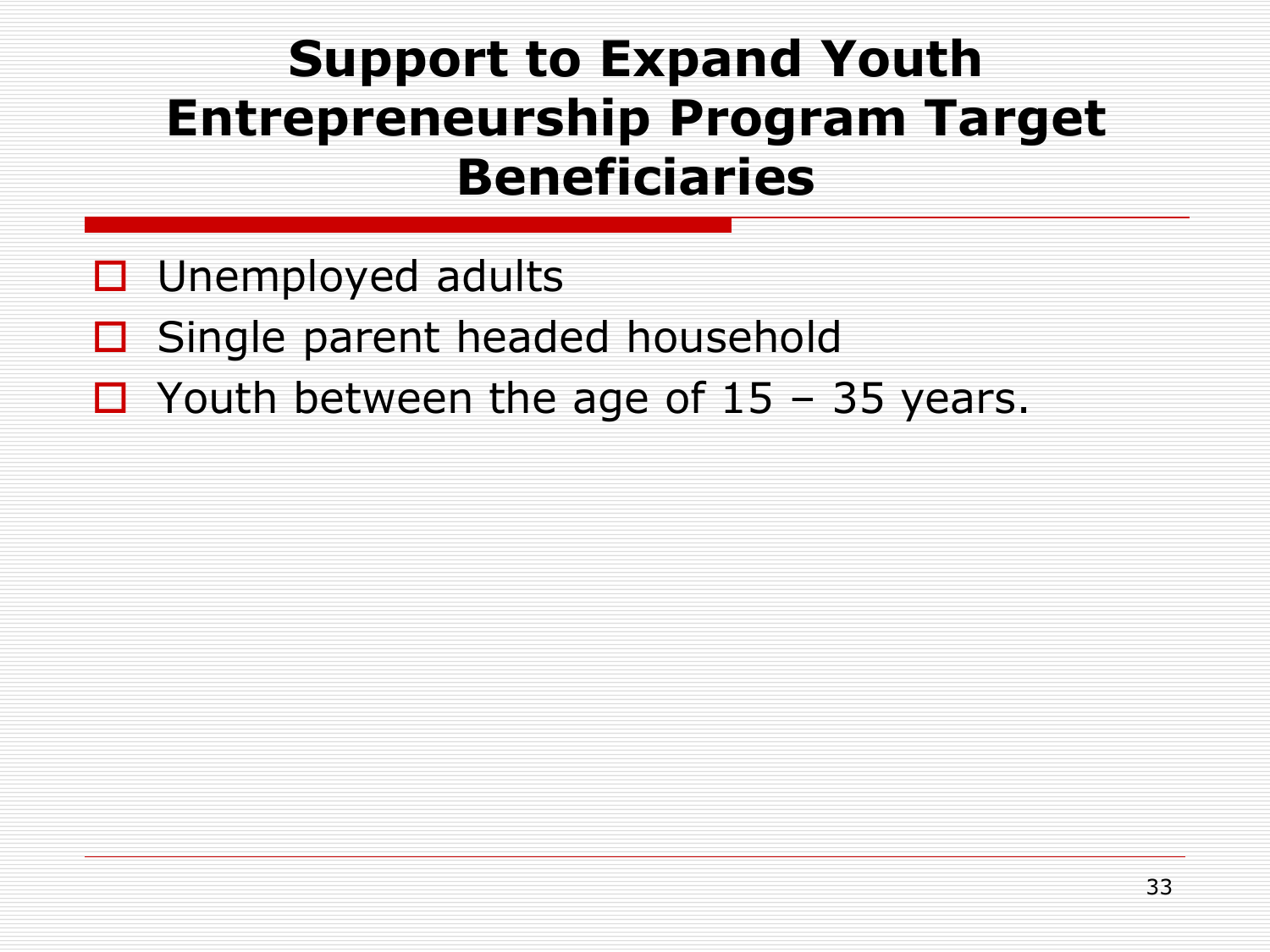# Support to Expand Youth Entrepreneurship Program Target Beneficiaries

- Unemployed adults
- Single parent headed household
- Youth between the age of 15 – 35 years.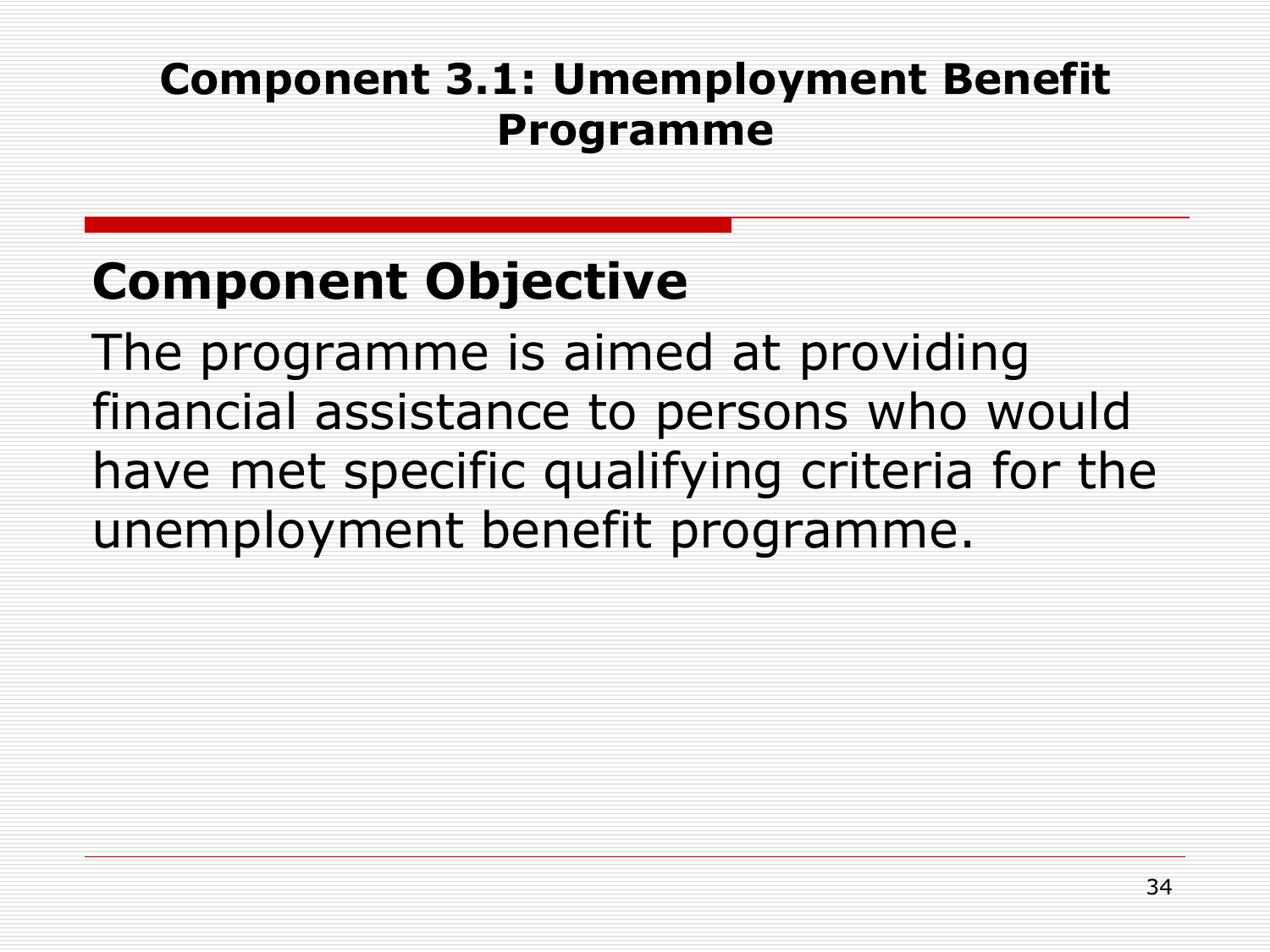# Component 3.1: Umemployment Benefit Programme

## Component Objective

The programme is aimed at providing financial assistance to persons who would have met specific qualifying criteria for the unemployment benefit programme.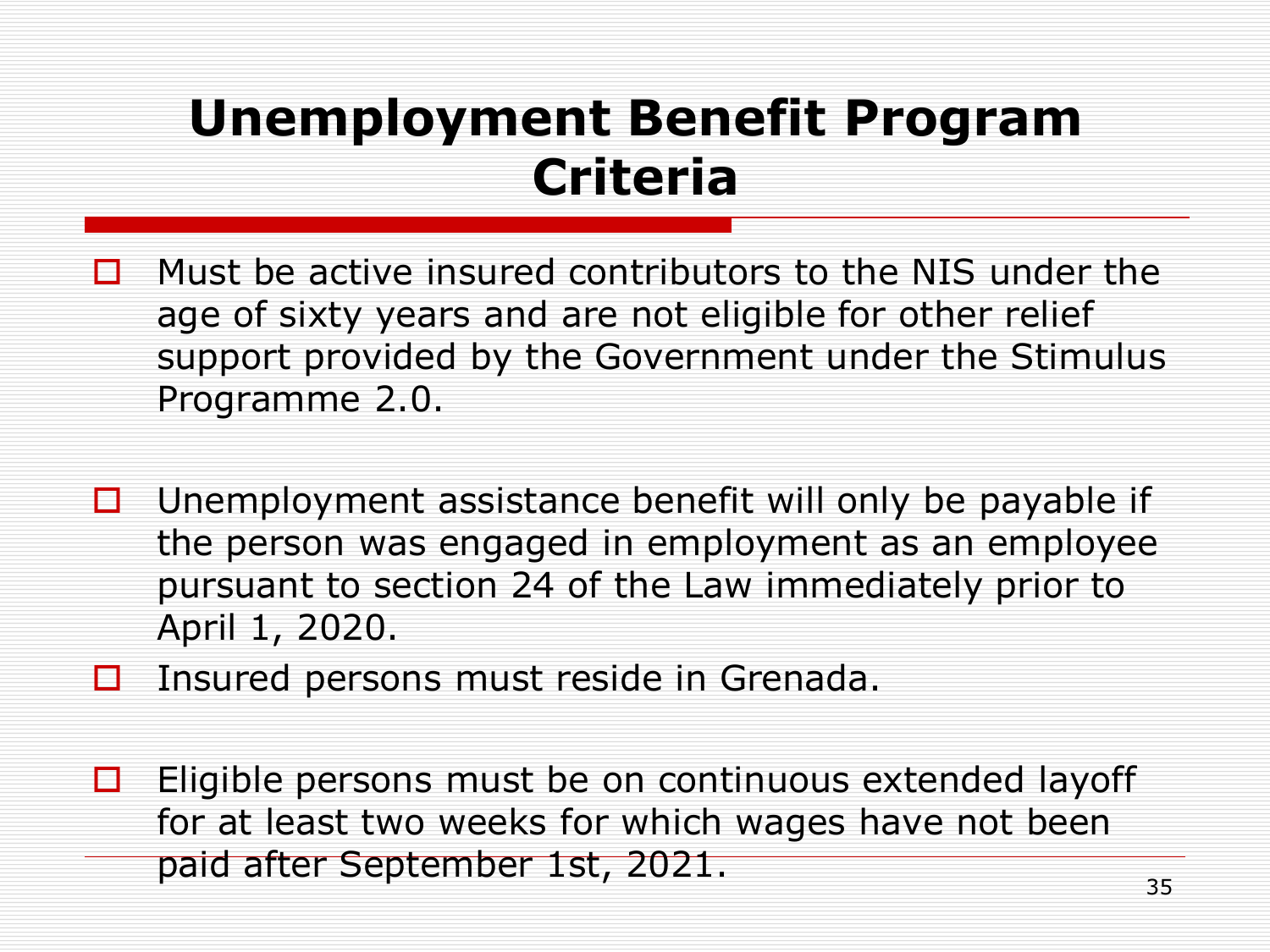# Unemployment Benefit Program Criteria

- Must be active insured contributors to the NIS under the age of sixty years and are not eligible for other relief support provided by the Government under the Stimulus Programme 2.0.
- Unemployment assistance benefit will only be payable if the person was engaged in employment as an employee pursuant to section 24 of the Law immediately prior to April 1, 2020.
- Insured persons must reside in Grenada.
- Eligible persons must be on continuous extended layoff for at least two weeks for which wages have not been paid after September 1st, 2021.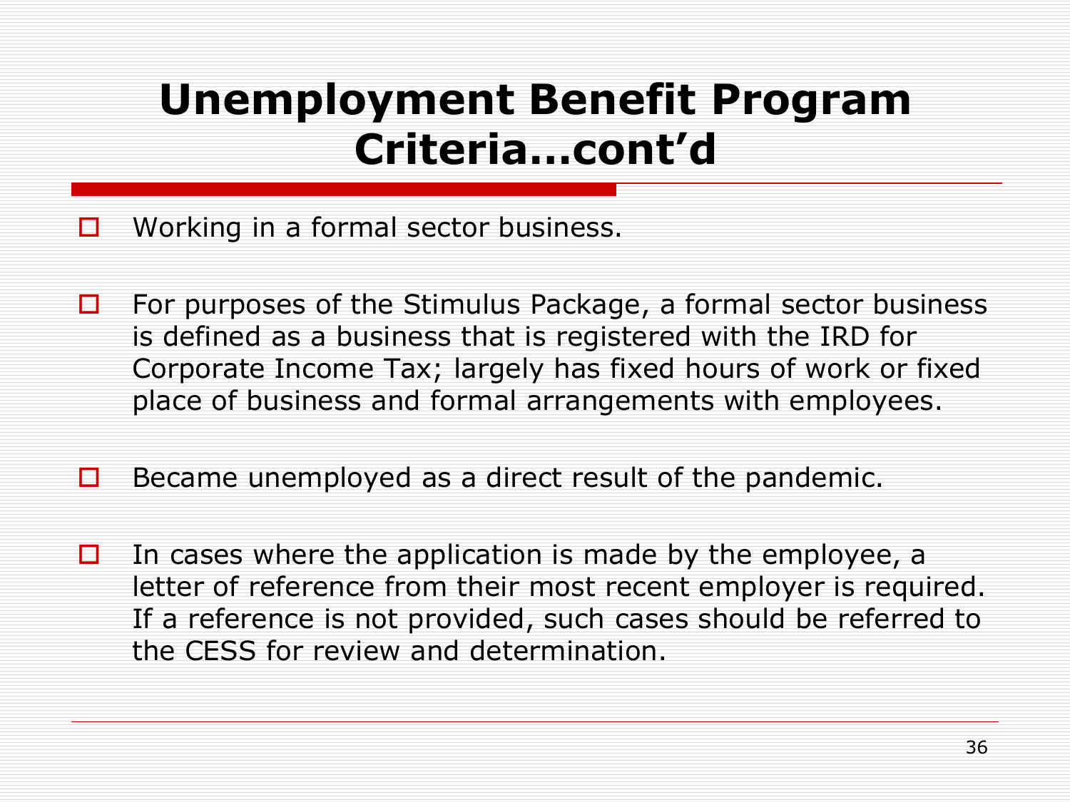# Unemployment Benefit Program Criteria…cont'd

- Working in a formal sector business.

- For purposes of the Stimulus Package, a formal sector business is defined as a business that is registered with the IRD for Corporate Income Tax; largely has fixed hours of work or fixed place of business and formal arrangements with employees.

- Became unemployed as a direct result of the pandemic.

- In cases where the application is made by the employee, a letter of reference from their most recent employer is required. If a reference is not provided, such cases should be referred to the CESS for review and determination.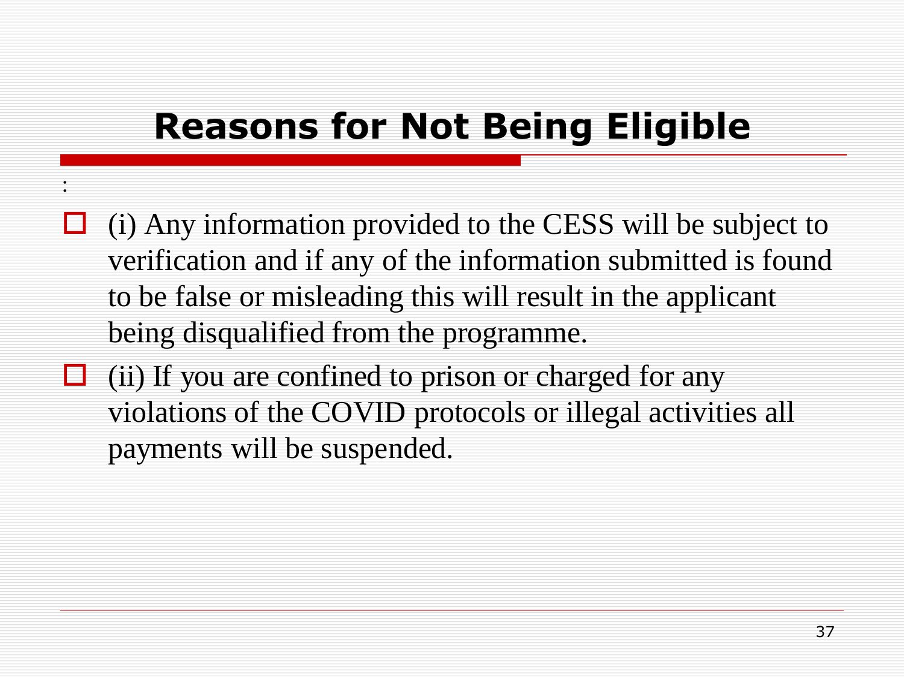# Reasons for Not Being Eligible

:

- (i) Any information provided to the CESS will be subject to verification and if any of the information submitted is found to be false or misleading this will result in the applicant being disqualified from the programme.
- (ii) If you are confined to prison or charged for any violations of the COVID protocols or illegal activities all payments will be suspended.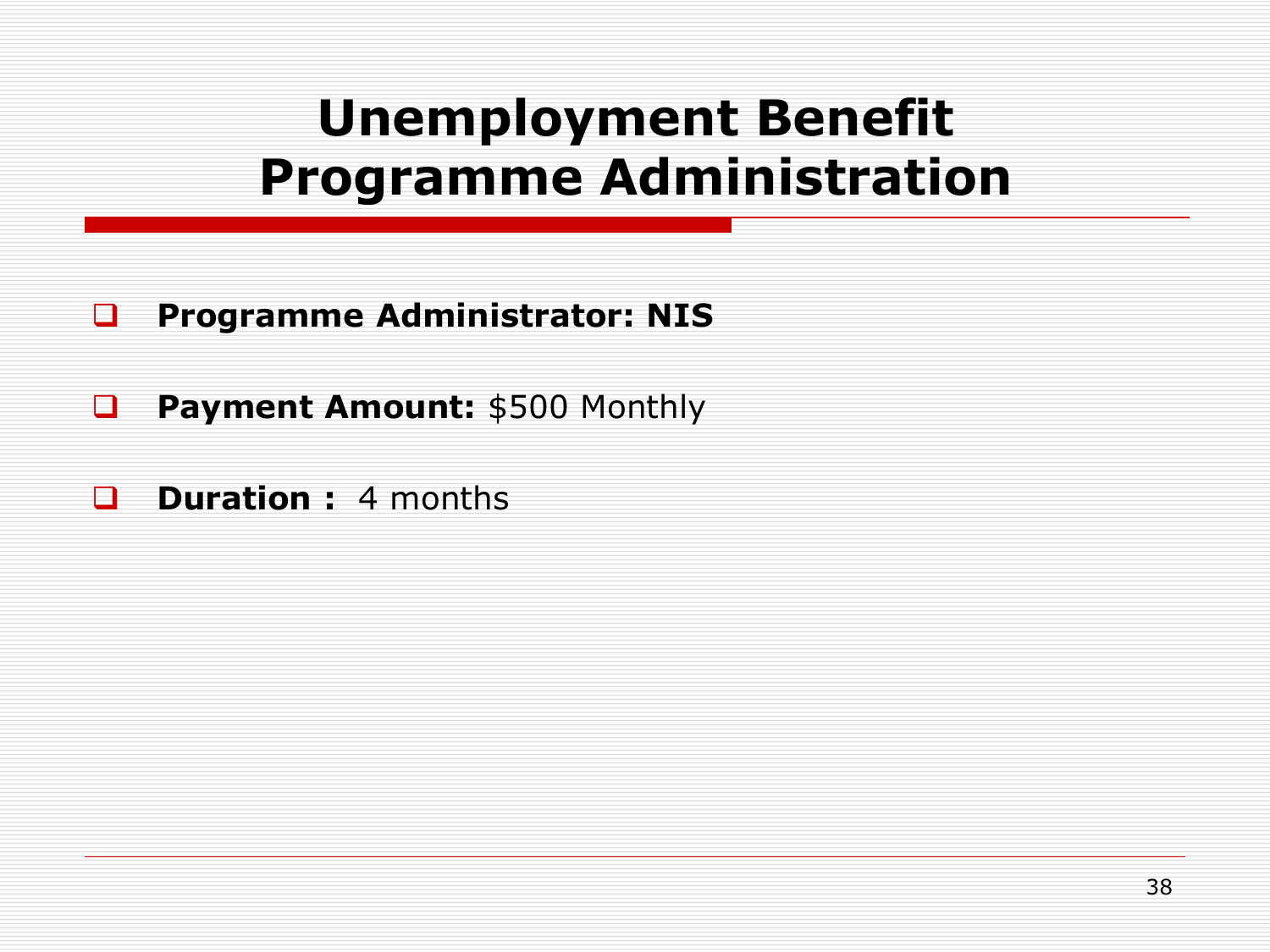# Unemployment Benefit Programme Administration

- **Programme Administrator: NIS**
- **Payment Amount:** $500 Monthly
- **Duration :** 4 months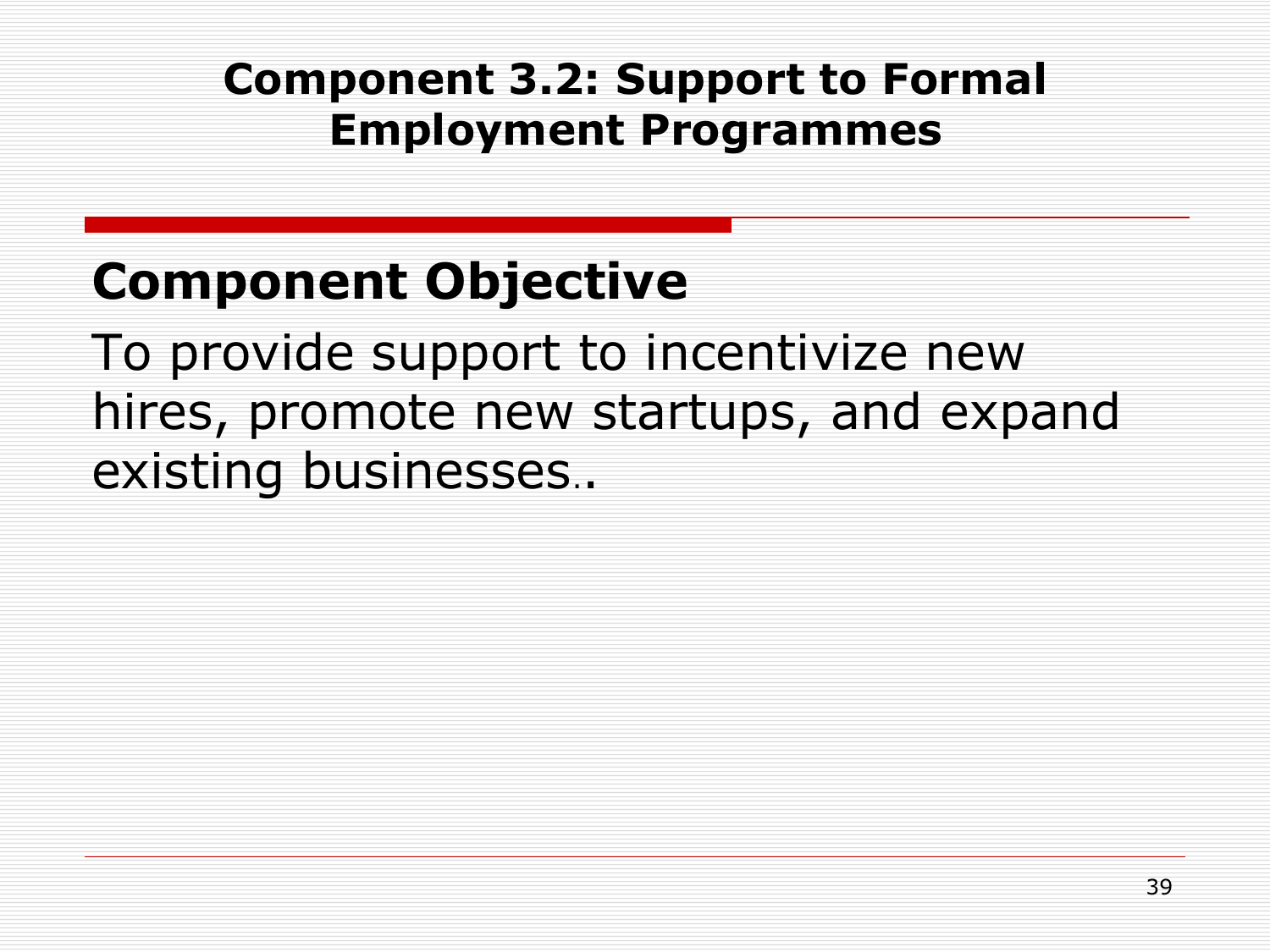# Component 3.2: Support to Formal Employment Programmes

## Component Objective

To provide support to incentivize new hires, promote new startups, and expand existing businesses..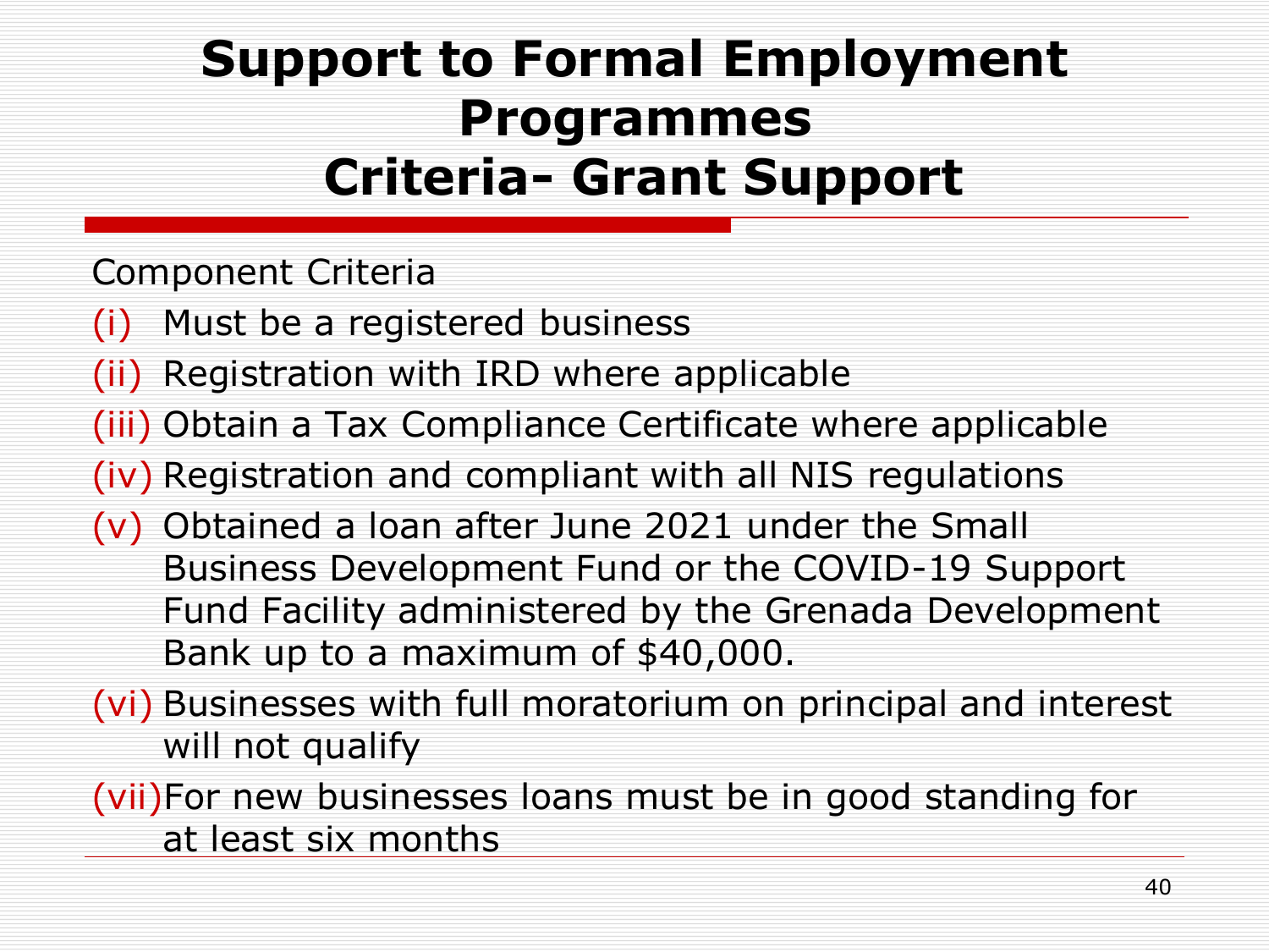# Support to Formal Employment Programmes
# Criteria- Grant Support

Component Criteria

(i) Must be a registered business

(ii) Registration with IRD where applicable

(iii) Obtain a Tax Compliance Certificate where applicable

(iv) Registration and compliant with all NIS regulations

(v) Obtained a loan after June 2021 under the Small Business Development Fund or the COVID-19 Support Fund Facility administered by the Grenada Development Bank up to a maximum of $40,000.

(vi) Businesses with full moratorium on principal and interest will not qualify

(vii) For new businesses loans must be in good standing for at least six months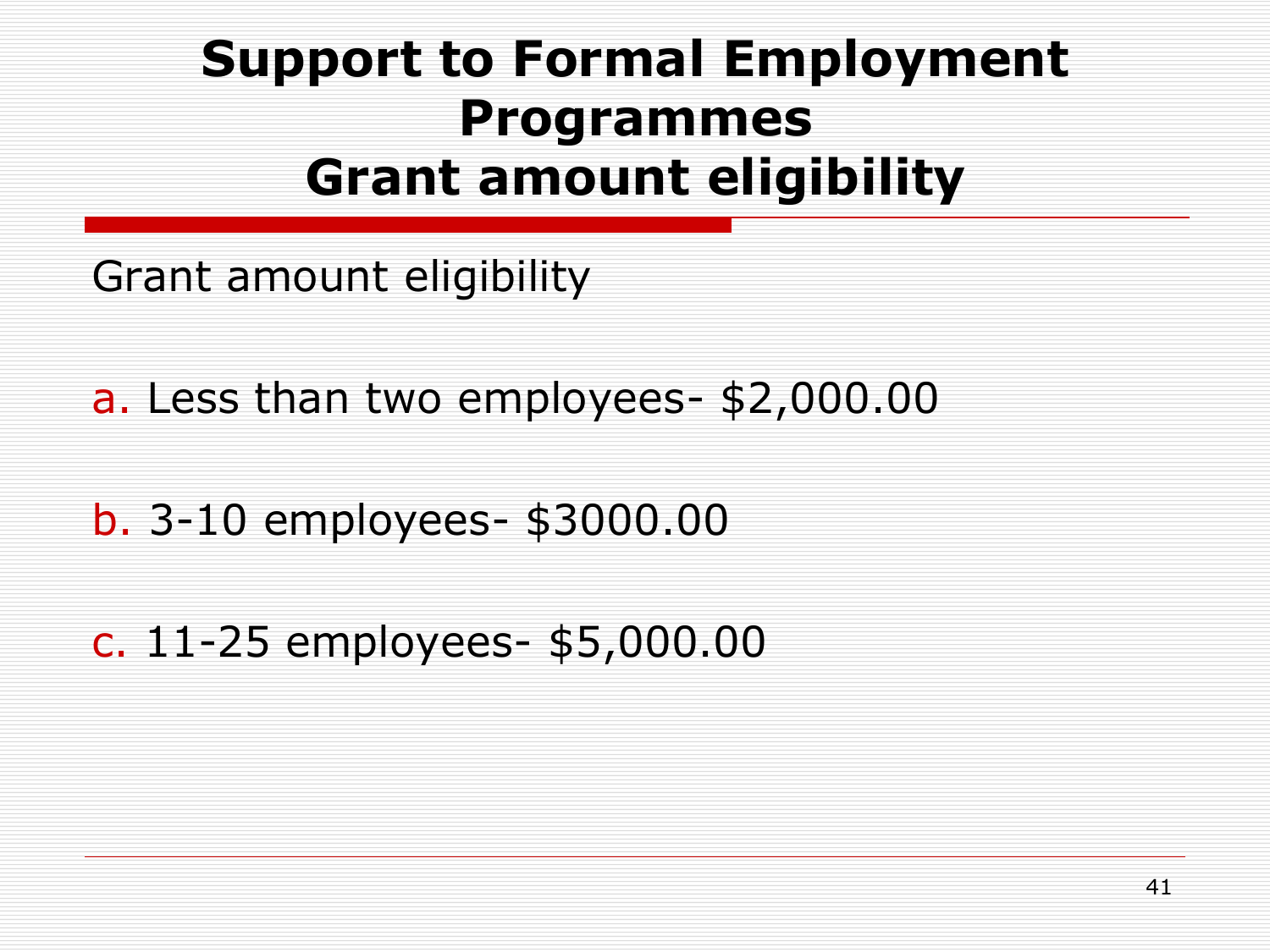# Support to Formal Employment Programmes
# Grant amount eligibility

Grant amount eligibility

a. Less than two employees- $2,000.00

b. 3-10 employees- $3000.00

c. 11-25 employees- $5,000.00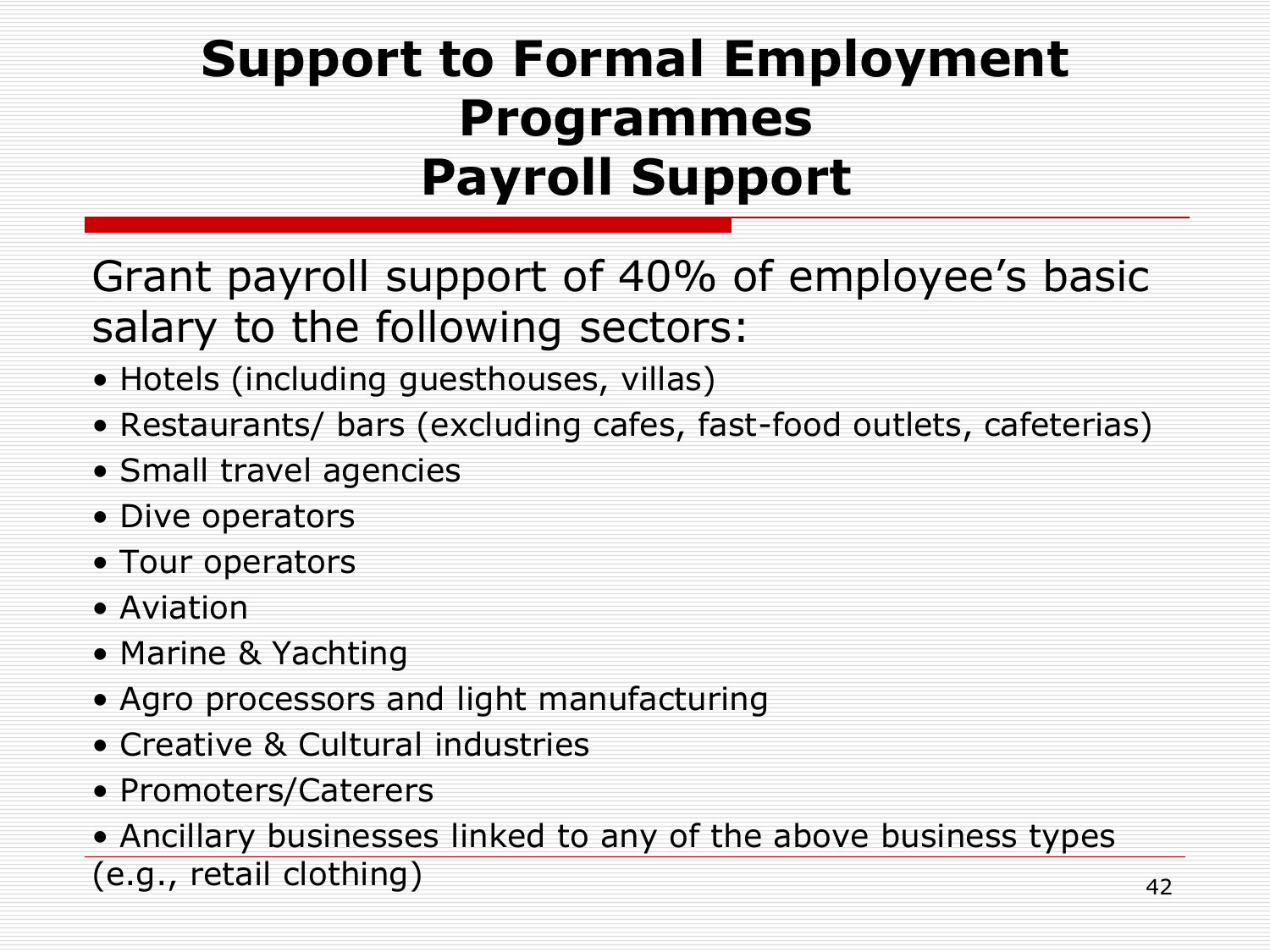# Support to Formal Employment Programmes
## Payroll Support

Grant payroll support of 40% of employee’s basic salary to the following sectors:

- Hotels (including guesthouses, villas)
- Restaurants/ bars (excluding cafes, fast-food outlets, cafeterias)
- Small travel agencies
- Dive operators
- Tour operators
- Aviation
- Marine & Yachting
- Agro processors and light manufacturing
- Creative & Cultural industries
- Promoters/Caterers
- Ancillary businesses linked to any of the above business types (e.g., retail clothing)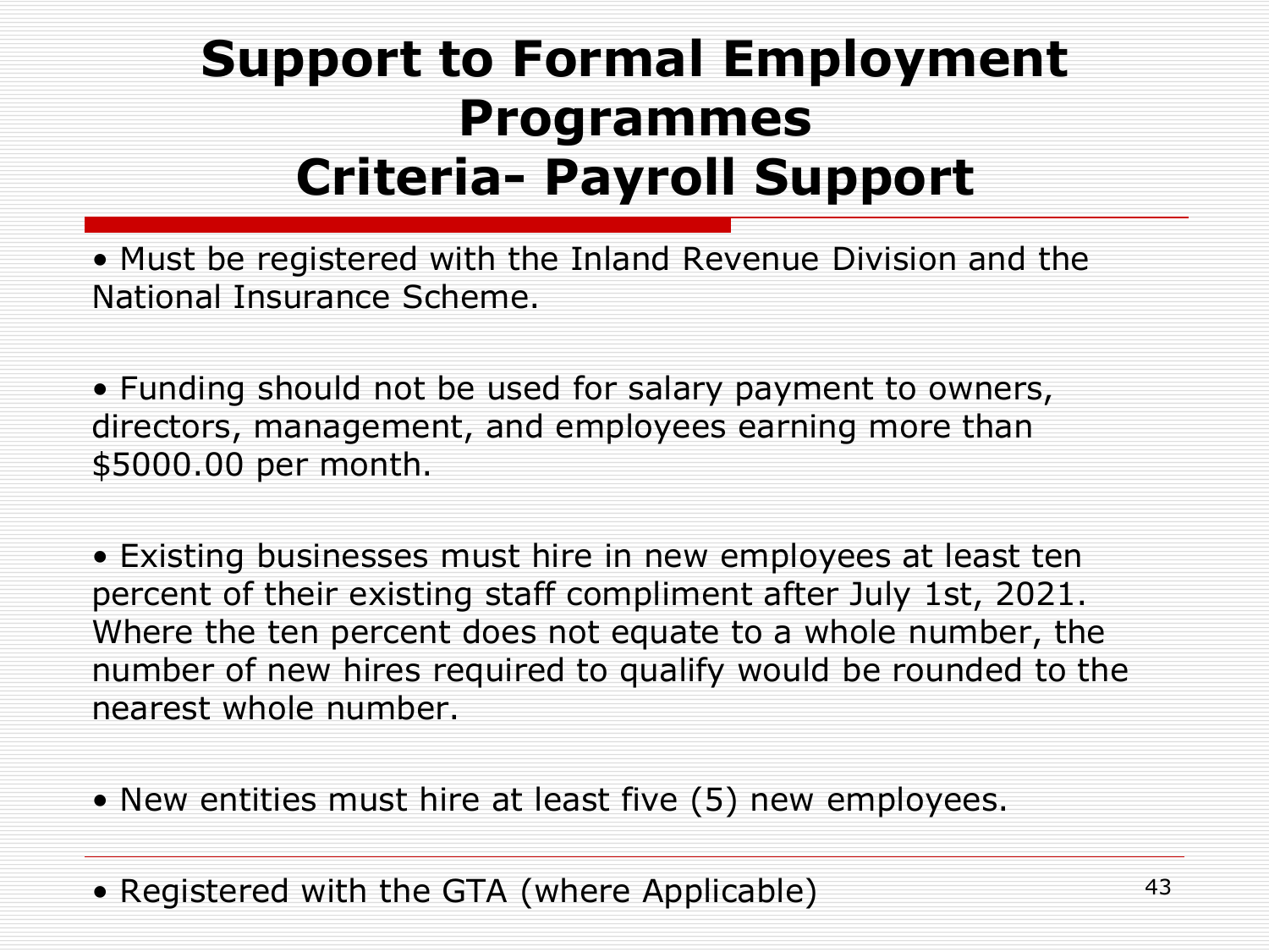# Support to Formal Employment Programmes
# Criteria- Payroll Support

- Must be registered with the Inland Revenue Division and the National Insurance Scheme.

- Funding should not be used for salary payment to owners, directors, management, and employees earning more than $5000.00 per month.

- Existing businesses must hire in new employees at least ten percent of their existing staff compliment after July 1st, 2021. Where the ten percent does not equate to a whole number, the number of new hires required to qualify would be rounded to the nearest whole number.

- New entities must hire at least five (5) new employees.

- Registered with the GTA (where Applicable)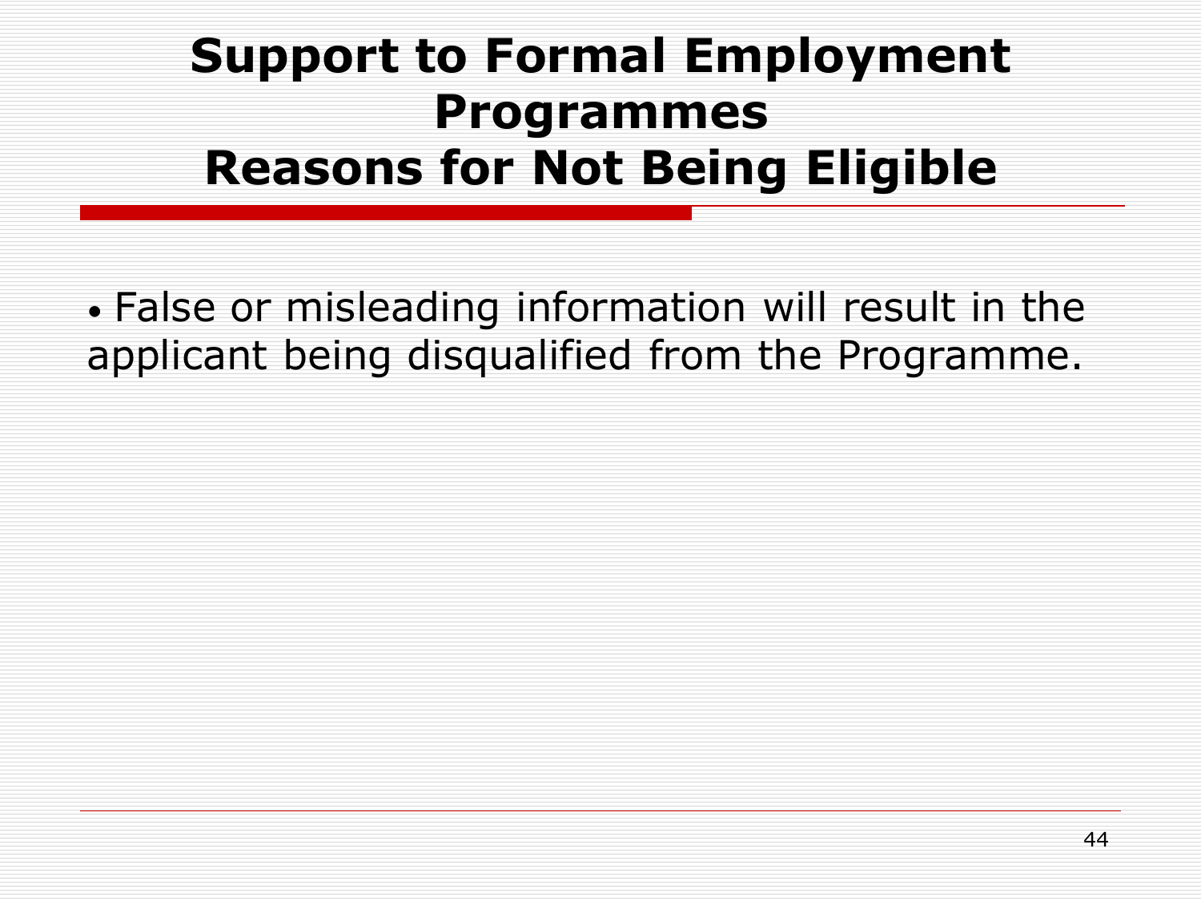# Support to Formal Employment Programmes
## Reasons for Not Being Eligible

- False or misleading information will result in the applicant being disqualified from the Programme.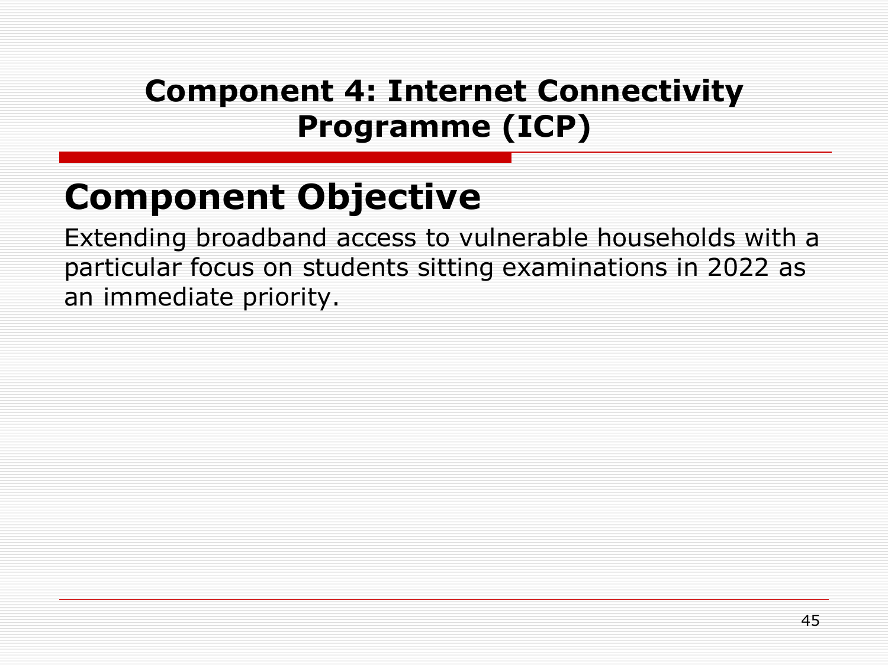# Component 4: Internet Connectivity Programme (ICP)

## Component Objective

Extending broadband access to vulnerable households with a particular focus on students sitting examinations in 2022 as an immediate priority.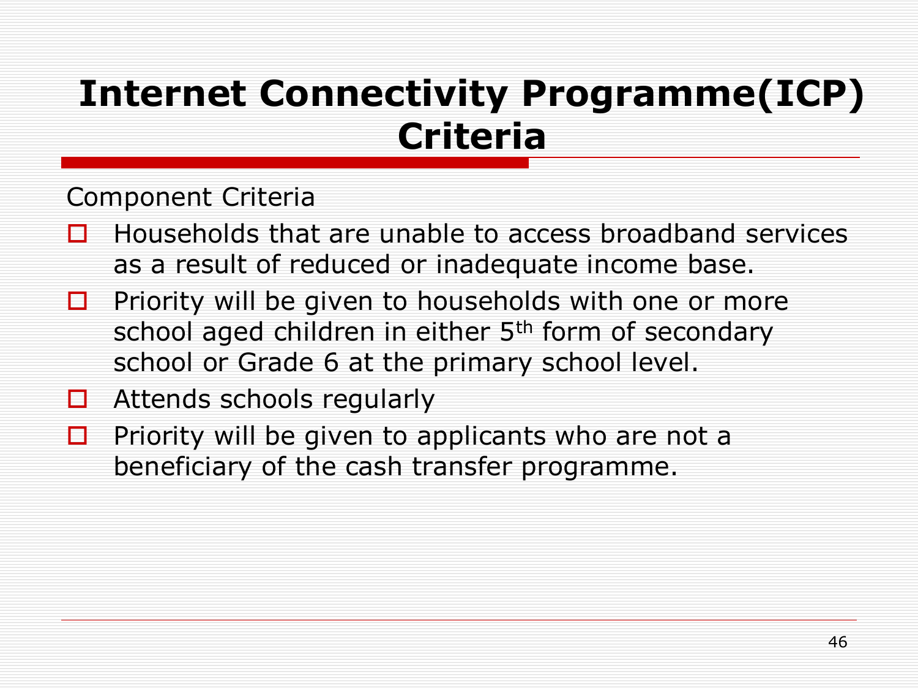# Internet Connectivity Programme(ICP) Criteria

Component Criteria

- Households that are unable to access broadband services as a result of reduced or inadequate income base.
- Priority will be given to households with one or more school aged children in either 5th form of secondary school or Grade 6 at the primary school level.
- Attends schools regularly
- Priority will be given to applicants who are not a beneficiary of the cash transfer programme.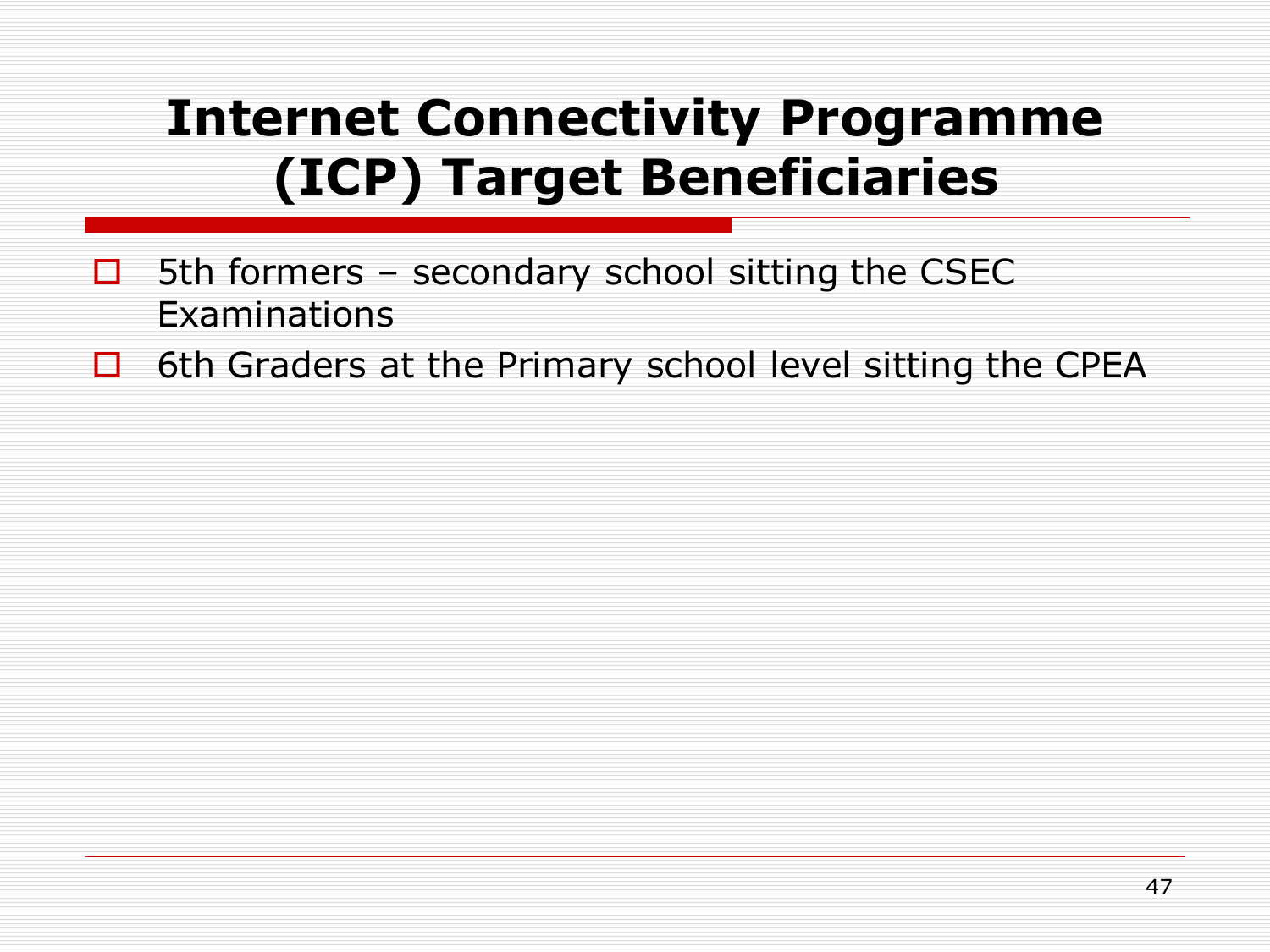# Internet Connectivity Programme (ICP) Target Beneficiaries

- 5th formers – secondary school sitting the CSEC Examinations
- 6th Graders at the Primary school level sitting the CPEA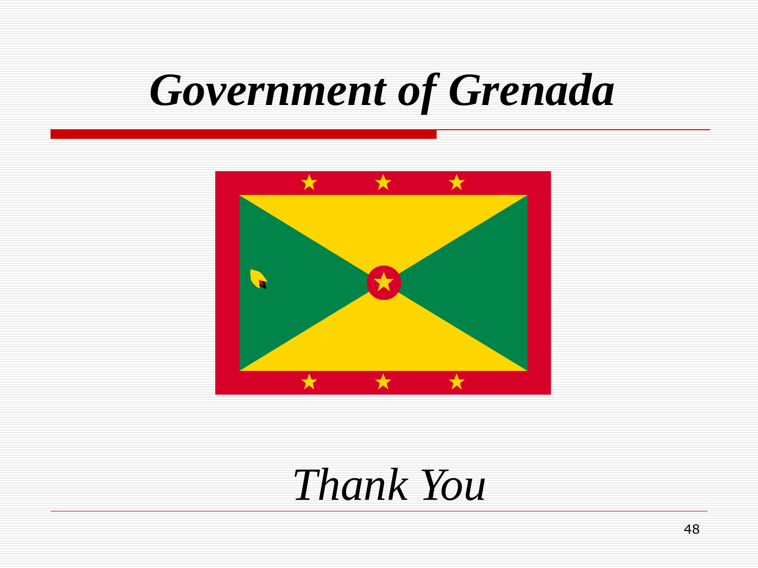# *Government of Grenada*

*Thank You*